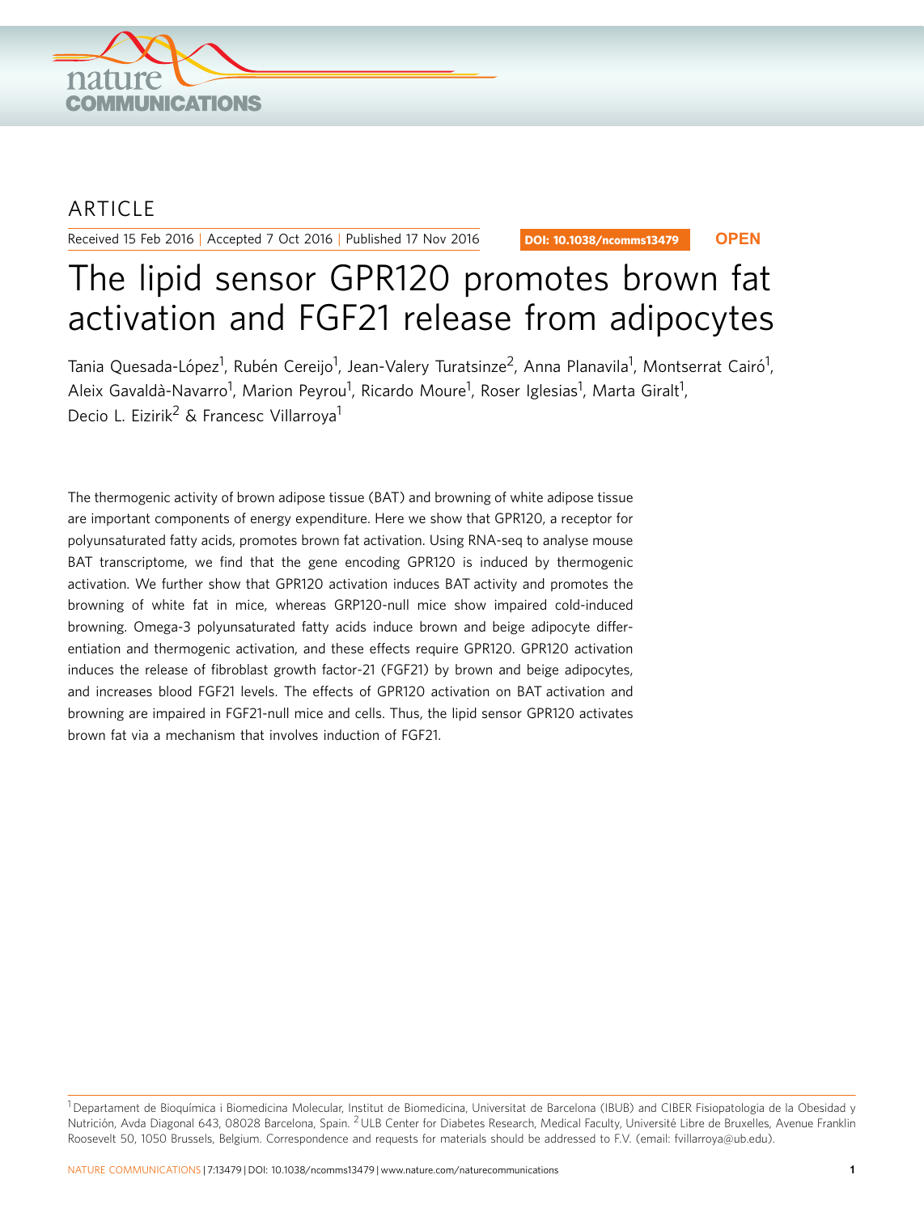ARTICLE

Received 15 Feb 2016 | Accepted 7 Oct 2016 | Published 17 Nov 2016

DOI: 10.1038/ncomms13479 **OPEN**

# The lipid sensor GPR120 promotes brown fat activation and FGF21 release from adipocytes

Tania Quesada-López[1], Rubén Cereijo[1], Jean-Valery Turatsinze[2], Anna Planavila[1], Montserrat Cairó[1], Aleix Gavaldà-Navarro[1], Marion Peyrou[1], Ricardo Moure[1], Roser Iglesias[1], Marta Giralt[1], Decio L. Eizirik[2] & Francesc Villarroya[1]

The thermogenic activity of brown adipose tissue (BAT) and browning of white adipose tissue are important components of energy expenditure. Here we show that GPR120, a receptor for polyunsaturated fatty acids, promotes brown fat activation. Using RNA-seq to analyse mouse BAT transcriptome, we find that the gene encoding GPR120 is induced by thermogenic activation. We further show that GPR120 activation induces BAT activity and promotes the browning of white fat in mice, whereas GRP120-null mice show impaired cold-induced browning. Omega-3 polyunsaturated fatty acids induce brown and beige adipocyte differentiation and thermogenic activation, and these effects require GPR120. GPR120 activation induces the release of fibroblast growth factor-21 (FGF21) by brown and beige adipocytes, and increases blood FGF21 levels. The effects of GPR120 activation on BAT activation and browning are impaired in FGF21-null mice and cells. Thus, the lipid sensor GPR120 activates brown fat via a mechanism that involves induction of FGF21.

[1] Departament de Bioquímica i Biomedicina Molecular, Institut de Biomedicina, Universitat de Barcelona (IBUB) and CIBER Fisiopatologia de la Obesidad y Nutrición, Avda Diagonal 643, 08028 Barcelona, Spain. [2] ULB Center for Diabetes Research, Medical Faculty, Université Libre de Bruxelles, Avenue Franklin Roosevelt 50, 1050 Brussels, Belgium. Correspondence and requests for materials should be addressed to F.V. (email: fvillarroya@ub.edu).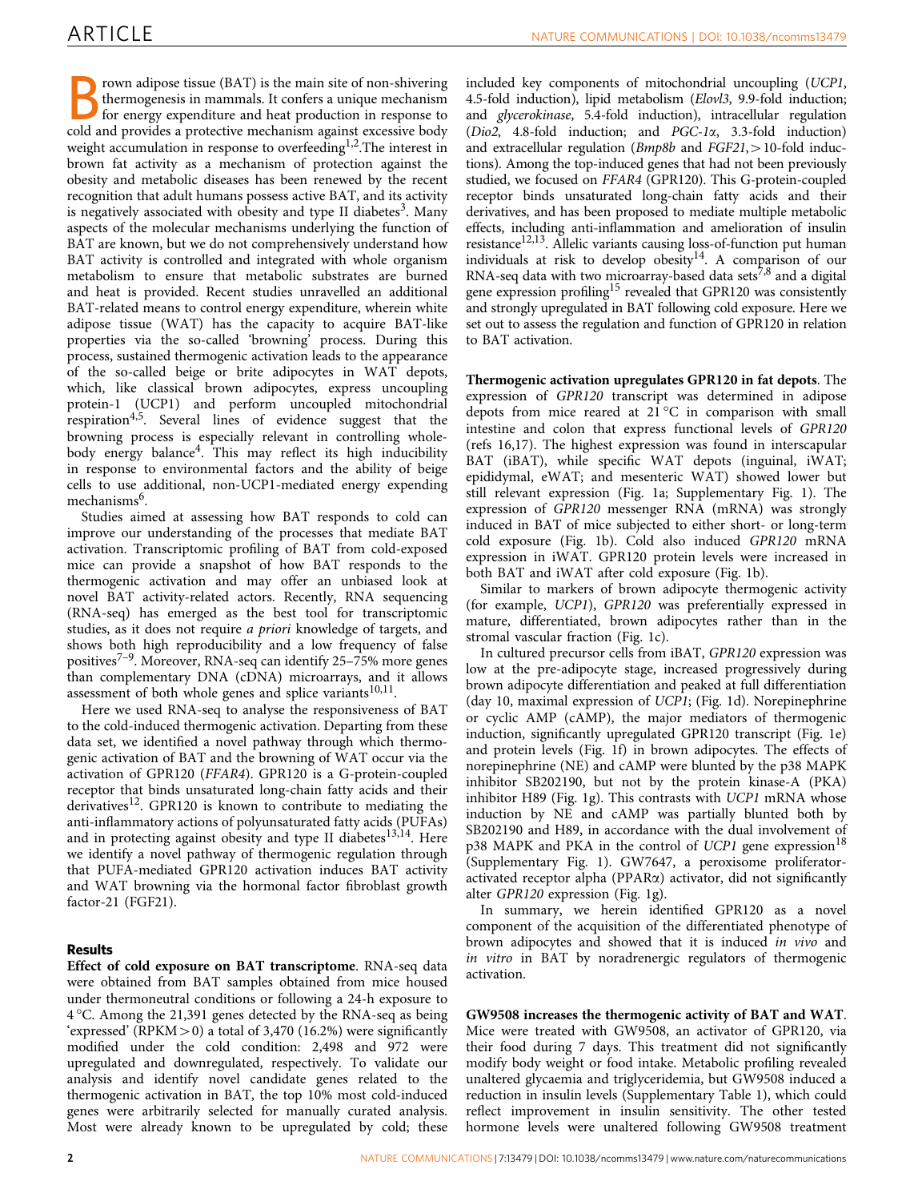Brown adipose tissue (BAT) is the main site of non-shivering thermogenesis in mammals. It confers a unique mechanism for energy expenditure and heat production in response to cold and provides a protective mechanism against excessive body weight accumulation in response to overfeeding[1,2].The interest in brown fat activity as a mechanism of protection against the obesity and metabolic diseases has been renewed by the recent recognition that adult humans possess active BAT, and its activity is negatively associated with obesity and type II diabetes[3]. Many aspects of the molecular mechanisms underlying the function of BAT are known, but we do not comprehensively understand how BAT activity is controlled and integrated with whole organism metabolism to ensure that metabolic substrates are burned and heat is provided. Recent studies unravelled an additional BAT-related means to control energy expenditure, wherein white adipose tissue (WAT) has the capacity to acquire BAT-like properties via the so-called 'browning' process. During this process, sustained thermogenic activation leads to the appearance of the so-called beige or brite adipocytes in WAT depots, which, like classical brown adipocytes, express uncoupling protein-1 (UCP1) and perform uncoupled mitochondrial respiration[4,5]. Several lines of evidence suggest that the browning process is especially relevant in controlling whole-body energy balance[4]. This may reflect its high inducibility in response to environmental factors and the ability of beige cells to use additional, non-UCP1-mediated energy expending mechanisms[6].

Studies aimed at assessing how BAT responds to cold can improve our understanding of the processes that mediate BAT activation. Transcriptomic profiling of BAT from cold-exposed mice can provide a snapshot of how BAT responds to the thermogenic activation and may offer an unbiased look at novel BAT activity-related actors. Recently, RNA sequencing (RNA-seq) has emerged as the best tool for transcriptomic studies, as it does not require *a priori* knowledge of targets, and shows both high reproducibility and a low frequency of false positives[7–9]. Moreover, RNA-seq can identify 25–75% more genes than complementary DNA (cDNA) microarrays, and it allows assessment of both whole genes and splice variants[10,11].

Here we used RNA-seq to analyse the responsiveness of BAT to the cold-induced thermogenic activation. Departing from these data set, we identified a novel pathway through which thermogenic activation of BAT and the browning of WAT occur via the activation of GPR120 (*FFAR4*). GPR120 is a G-protein-coupled receptor that binds unsaturated long-chain fatty acids and their derivatives[12]. GPR120 is known to contribute to mediating the anti-inflammatory actions of polyunsaturated fatty acids (PUFAs) and in protecting against obesity and type II diabetes[13,14]. Here we identify a novel pathway of thermogenic regulation through that PUFA-mediated GPR120 activation induces BAT activity and WAT browning via the hormonal factor fibroblast growth factor-21 (FGF21).

## Results

**Effect of cold exposure on BAT transcriptome**. RNA-seq data were obtained from BAT samples obtained from mice housed under thermoneutral conditions or following a 24-h exposure to 4 °C. Among the 21,391 genes detected by the RNA-seq as being 'expressed' (RPKM > 0) a total of 3,470 (16.2%) were significantly modified under the cold condition: 2,498 and 972 were upregulated and downregulated, respectively. To validate our analysis and identify novel candidate genes related to the thermogenic activation in BAT, the top 10% most cold-induced genes were arbitrarily selected for manually curated analysis. Most were already known to be upregulated by cold; these included key components of mitochondrial uncoupling (*UCP1*, 4.5-fold induction), lipid metabolism (*Elovl3*, 9.9-fold induction; and *glycerokinase*, 5.4-fold induction), intracellular regulation (*Dio2*, 4.8-fold induction; and *PGC-1α*, 3.3-fold induction) and extracellular regulation (*Bmp8b* and *FGF21*, > 10-fold inductions). Among the top-induced genes that had not been previously studied, we focused on *FFAR4* (GPR120). This G-protein-coupled receptor binds unsaturated long-chain fatty acids and their derivatives, and has been proposed to mediate multiple metabolic effects, including anti-inflammation and amelioration of insulin resistance[12,13]. Allelic variants causing loss-of-function put human individuals at risk to develop obesity[14]. A comparison of our RNA-seq data with two microarray-based data sets[7,8] and a digital gene expression profiling[15] revealed that GPR120 was consistently and strongly upregulated in BAT following cold exposure. Here we set out to assess the regulation and function of GPR120 in relation to BAT activation.

**Thermogenic activation upregulates GPR120 in fat depots**. The expression of *GPR120* transcript was determined in adipose depots from mice reared at 21 °C in comparison with small intestine and colon that express functional levels of *GPR120* (refs 16,17). The highest expression was found in interscapular BAT (iBAT), while specific WAT depots (inguinal, iWAT; epididymal, eWAT; and mesenteric WAT) showed lower but still relevant expression (Fig. 1a; Supplementary Fig. 1). The expression of *GPR120* messenger RNA (mRNA) was strongly induced in BAT of mice subjected to either short- or long-term cold exposure (Fig. 1b). Cold also induced *GPR120* mRNA expression in iWAT. GPR120 protein levels were increased in both BAT and iWAT after cold exposure (Fig. 1b).

Similar to markers of brown adipocyte thermogenic activity (for example, *UCP1*), *GPR120* was preferentially expressed in mature, differentiated, brown adipocytes rather than in the stromal vascular fraction (Fig. 1c).

In cultured precursor cells from iBAT, *GPR120* expression was low at the pre-adipocyte stage, increased progressively during brown adipocyte differentiation and peaked at full differentiation (day 10, maximal expression of *UCP1*; (Fig. 1d). Norepinephrine or cyclic AMP (cAMP), the major mediators of thermogenic induction, significantly upregulated GPR120 transcript (Fig. 1e) and protein levels (Fig. 1f) in brown adipocytes. The effects of norepinephrine (NE) and cAMP were blunted by the p38 MAPK inhibitor SB202190, but not by the protein kinase-A (PKA) inhibitor H89 (Fig. 1g). This contrasts with *UCP1* mRNA whose induction by NE and cAMP was partially blunted both by SB202190 and H89, in accordance with the dual involvement of p38 MAPK and PKA in the control of *UCP1* gene expression[18] (Supplementary Fig. 1). GW7647, a peroxisome proliferator-activated receptor alpha (PPARα) activator, did not significantly alter *GPR120* expression (Fig. 1g).

In summary, we herein identified GPR120 as a novel component of the acquisition of the differentiated phenotype of brown adipocytes and showed that it is induced *in vivo* and *in vitro* in BAT by noradrenergic regulators of thermogenic activation.

**GW9508 increases the thermogenic activity of BAT and WAT**. Mice were treated with GW9508, an activator of GPR120, via their food during 7 days. This treatment did not significantly modify body weight or food intake. Metabolic profiling revealed unaltered glycaemia and triglyceridemia, but GW9508 induced a reduction in insulin levels (Supplementary Table 1), which could reflect improvement in insulin sensitivity. The other tested hormone levels were unaltered following GW9508 treatment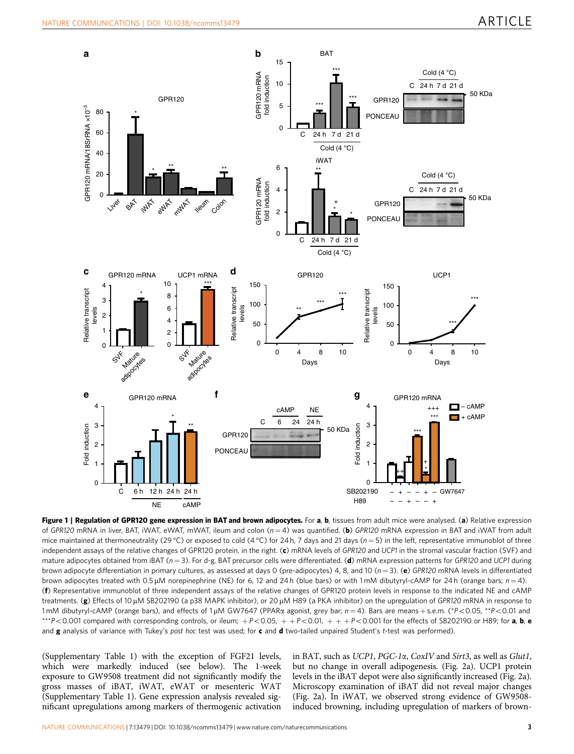**Figure 1 | Regulation of GPR120 gene expression in BAT and brown adipocytes.** For **a**, **b**, tissues from adult mice were analysed. (**a**) Relative expression of *GPR120* mRNA in liver, BAT, iWAT, eWAT, mWAT, ileum and colon ($n = 4$) was quantified. (**b**) *GPR120* mRNA expression in BAT and iWAT from adult mice maintained at thermoneutrality (29 °C) or exposed to cold (4 °C) for 24 h, 7 days and 21 days ($n = 5$) in the left, representative immunoblot of three independent assays of the relative changes of GPR120 protein, in the right. (**c**) mRNA levels of *GPR120* and *UCP1* in the stromal vascular fraction (SVF) and mature adipocytes obtained from iBAT ($n = 3$). For d-g, BAT precursor cells were differentiated. (**d**) mRNA expression patterns for *GPR120* and *UCP1* during brown adipocyte differentiation in primary cultures, as assessed at days 0 (pre-adipocytes) 4, 8, and 10 ($n = 3$). (**e**) *GPR120* mRNA levels in differentiated brown adipocytes treated with 0.5 μM norepinephrine (NE) for 6, 12 and 24 h (blue bars) or with 1 mM dibutyryl-cAMP for 24 h (orange bars; $n = 4$). (**f**) Representative immunoblot of three independent assays of the relative changes of GPR120 protein levels in response to the indicated NE and cAMP treatments. (**g**) Effects of 10 μM SB202190 (a p38 MAPK inhibitor), or 20 μM H89 (a PKA inhibitor) on the upregulation of *GPR120* mRNA in response to 1 mM dibutyryl-cAMP (orange bars), and effects of 1 μM GW7647 (PPARα agonist, grey bar; $n = 4$). Bars are means + s.e.m. (*$P < 0.05$, **$P < 0.01$ and ***$P < 0.001$ compared with corresponding controls, or ileum; + $P < 0.05$, + + $P < 0.01$, + + + $P < 0.001$ for the effects of SB202190 or H89; for **a**, **b**, **e** and **g** analysis of variance with Tukey's *post hoc* test was used; for **c** and **d** two-tailed unpaired Student's *t*-test was performed).

(Supplementary Table 1) with the exception of FGF21 levels, which were markedly induced (see below). The 1-week exposure to GW9508 treatment did not significantly modify the gross masses of iBAT, iWAT, eWAT or mesenteric WAT (Supplementary Table 1). Gene expression analysis revealed significant upregulations among markers of thermogenic activation in BAT, such as *UCP1*, *PGC-1α*, *CoxIV* and *Sirt3*, as well as *Glut1*, but no change in overall adipogenesis. (Fig. 2a). UCP1 protein levels in the iBAT depot were also significantly increased (Fig. 2a). Microscopy examination of iBAT did not reveal major changes (Fig. 2a). In iWAT, we observed strong evidence of GW9508-induced browning, including upregulation of markers of brown-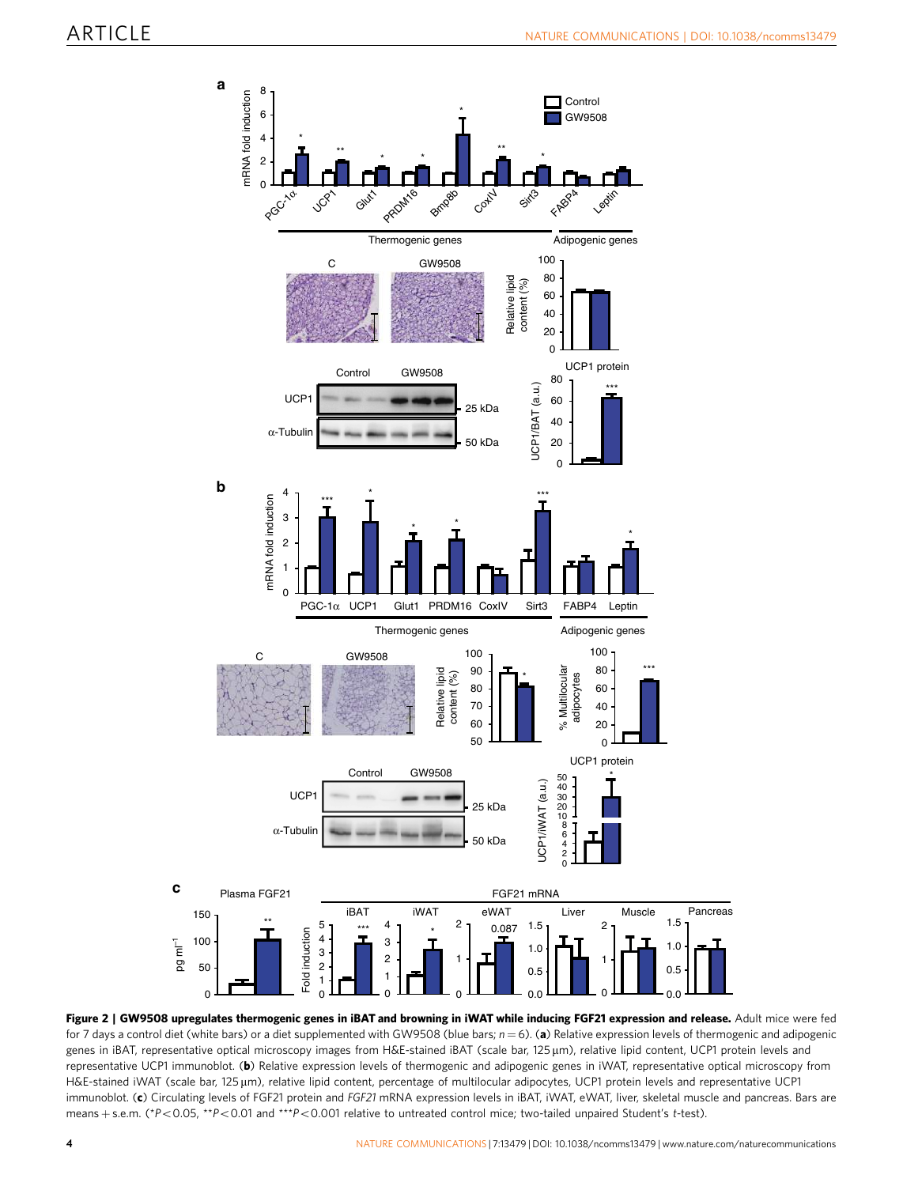**Figure 2 | GW9508 upregulates thermogenic genes in iBAT and browning in iWAT while inducing FGF21 expression and release.** Adult mice were fed for 7 days a control diet (white bars) or a diet supplemented with GW9508 (blue bars; $n = 6$). (**a**) Relative expression levels of thermogenic and adipogenic genes in iBAT, representative optical microscopy images from H&E-stained iBAT (scale bar, 125 µm), relative lipid content, UCP1 protein levels and representative UCP1 immunoblot. (**b**) Relative expression levels of thermogenic and adipogenic genes in iWAT, representative optical microscopy from H&E-stained iWAT (scale bar, 125 µm), relative lipid content, percentage of multilocular adipocytes, UCP1 protein levels and representative UCP1 immunoblot. (**c**) Circulating levels of FGF21 protein and *FGF21* mRNA expression levels in iBAT, iWAT, eWAT, liver, skeletal muscle and pancreas. Bars are means + s.e.m. (\*$P < 0.05$, \*\*$P < 0.01$ and \*\*\*$P < 0.001$ relative to untreated control mice; two-tailed unpaired Student's *t*-test).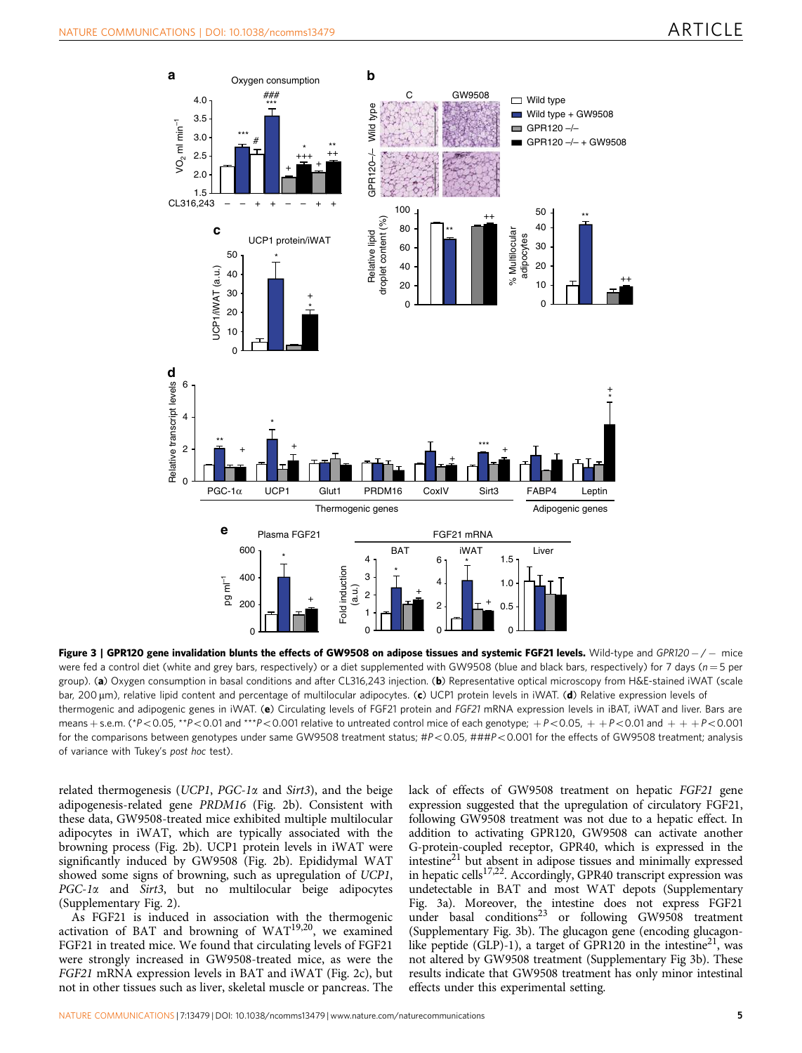**Figure 3 | GPR120 gene invalidation blunts the effects of GW9508 on adipose tissues and systemic FGF21 levels.** Wild-type and *GPR120−/−* mice were fed a control diet (white and grey bars, respectively) or a diet supplemented with GW9508 (blue and black bars, respectively) for 7 days ($n=5$ per group). (**a**) Oxygen consumption in basal conditions and after CL316,243 injection. (**b**) Representative optical microscopy from H&E-stained iWAT (scale bar, 200 μm), relative lipid content and percentage of multilocular adipocytes. (**c**) UCP1 protein levels in iWAT. (**d**) Relative expression levels of thermogenic and adipogenic genes in iWAT. (**e**) Circulating levels of FGF21 protein and *FGF21* mRNA expression levels in iBAT, iWAT and liver. Bars are means + s.e.m. (*$P<0.05$, **$P<0.01$ and ***$P<0.001$ relative to untreated control mice of each genotype; $+P<0.05$, $++P<0.01$ and $+++P<0.001$ for the comparisons between genotypes under same GW9508 treatment status; #$P<0.05$, ###$P<0.001$ for the effects of GW9508 treatment; analysis of variance with Tukey's *post hoc* test).

related thermogenesis (*UCP1*, *PGC-1α* and *Sirt3*), and the beige adipogenesis-related gene *PRDM16* (Fig. 2b). Consistent with these data, GW9508-treated mice exhibited multiple multilocular adipocytes in iWAT, which are typically associated with the browning process (Fig. 2b). UCP1 protein levels in iWAT were significantly induced by GW9508 (Fig. 2b). Epididymal WAT showed some signs of browning, such as upregulation of *UCP1*, *PGC-1α* and *Sirt3*, but no multilocular beige adipocytes (Supplementary Fig. 2).

As FGF21 is induced in association with the thermogenic activation of BAT and browning of WAT[19,20], we examined FGF21 in treated mice. We found that circulating levels of FGF21 were strongly increased in GW9508-treated mice, as were the *FGF21* mRNA expression levels in BAT and iWAT (Fig. 2c), but not in other tissues such as liver, skeletal muscle or pancreas. The lack of effects of GW9508 treatment on hepatic *FGF21* gene expression suggested that the upregulation of circulatory FGF21, following GW9508 treatment was not due to a hepatic effect. In addition to activating GPR120, GW9508 can activate another G-protein-coupled receptor, GPR40, which is expressed in the intestine[21] but absent in adipose tissues and minimally expressed in hepatic cells[17,22]. Accordingly, GPR40 transcript expression was undetectable in BAT and most WAT depots (Supplementary Fig. 3a). Moreover, the intestine does not express FGF21 under basal conditions[23] or following GW9508 treatment (Supplementary Fig. 3b). The glucagon gene (encoding glucagon-like peptide (GLP)-1), a target of GPR120 in the intestine[21], was not altered by GW9508 treatment (Supplementary Fig 3b). These results indicate that GW9508 treatment has only minor intestinal effects under this experimental setting.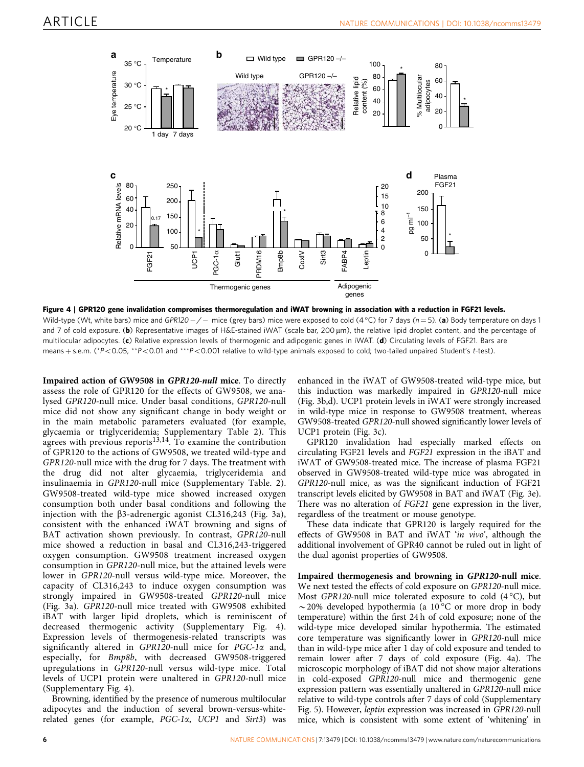**Figure 4 | GPR120 gene invalidation compromises thermoregulation and iWAT browning in association with a reduction in FGF21 levels.** Wild-type (Wt, white bars) mice and *GPR120* −/− mice (grey bars) mice were exposed to cold (4 °C) for 7 days (*n* = 5). (**a**) Body temperature on days 1 and 7 of cold exposure. (**b**) Representative images of H&E-stained iWAT (scale bar, 200 μm), the relative lipid droplet content, and the percentage of multilocular adipocytes. (**c**) Relative expression levels of thermogenic and adipogenic genes in iWAT. (**d**) Circulating levels of FGF21. Bars are means + s.e.m. (**P* < 0.05, ***P* < 0.01 and ****P* < 0.001 relative to wild-type animals exposed to cold; two-tailed unpaired Student's *t*-test).

**Impaired action of GW9508 in *GPR120-null* mice**. To directly assess the role of GPR120 for the effects of GW9508, we analysed *GPR120*-null mice. Under basal conditions, *GPR120*-null mice did not show any significant change in body weight or in the main metabolic parameters evaluated (for example, glycaemia or triglyceridemia; Supplementary Table 2). This agrees with previous reports[13,14]. To examine the contribution of GPR120 to the actions of GW9508, we treated wild-type and *GPR120*-null mice with the drug for 7 days. The treatment with the drug did not alter glycaemia, triglyceridemia and insulinaemia in *GPR120*-null mice (Supplementary Table. 2). GW9508-treated wild-type mice showed increased oxygen consumption both under basal conditions and following the injection with the β3-adrenergic agonist CL316,243 (Fig. 3a), consistent with the enhanced iWAT browning and signs of BAT activation shown previously. In contrast, *GPR120*-null mice showed a reduction in basal and CL316,243-triggered oxygen consumption. GW9508 treatment increased oxygen consumption in *GPR120*-null mice, but the attained levels were lower in *GPR120*-null versus wild-type mice. Moreover, the capacity of CL316,243 to induce oxygen consumption was strongly impaired in GW9508-treated *GPR120*-null mice (Fig. 3a). *GPR120*-null mice treated with GW9508 exhibited iBAT with larger lipid droplets, which is reminiscent of decreased thermogenic activity (Supplementary Fig. 4). Expression levels of thermogenesis-related transcripts was significantly altered in *GPR120*-null mice for *PGC-1α* and, especially, for *Bmp8b*, with decreased GW9508-triggered upregulations in *GPR120*-null versus wild-type mice. Total levels of UCP1 protein were unaltered in *GPR120*-null mice (Supplementary Fig. 4).

Browning, identified by the presence of numerous multilocular adipocytes and the induction of several brown-versus-white-related genes (for example, *PGC-1α*, *UCP1* and *Sirt3*) was enhanced in the iWAT of GW9508-treated wild-type mice, but this induction was markedly impaired in *GPR120*-null mice (Fig. 3b,d). UCP1 protein levels in iWAT were strongly increased in wild-type mice in response to GW9508 treatment, whereas GW9508-treated *GPR120*-null showed significantly lower levels of UCP1 protein (Fig. 3c).

GPR120 invalidation had especially marked effects on circulating FGF21 levels and *FGF21* expression in the iBAT and iWAT of GW9508-treated mice. The increase of plasma FGF21 observed in GW9508-treated wild-type mice was abrogated in *GPR120*-null mice, as was the significant induction of FGF21 transcript levels elicited by GW9508 in BAT and iWAT (Fig. 3e). There was no alteration of *FGF21* gene expression in the liver, regardless of the treatment or mouse genotype.

These data indicate that GPR120 is largely required for the effects of GW9508 in BAT and iWAT '*in vivo*', although the additional involvement of GPR40 cannot be ruled out in light of the dual agonist properties of GW9508.

**Impaired thermogenesis and browning in *GPR120*-null mice**. We next tested the effects of cold exposure on *GPR120*-null mice. Most *GPR120*-null mice tolerated exposure to cold (4 °C), but ~20% developed hypothermia (a 10 °C or more drop in body temperature) within the first 24 h of cold exposure; none of the wild-type mice developed similar hypothermia. The estimated core temperature was significantly lower in *GPR120*-null mice than in wild-type mice after 1 day of cold exposure and tended to remain lower after 7 days of cold exposure (Fig. 4a). The microscopic morphology of iBAT did not show major alterations in cold-exposed *GPR120*-null mice and thermogenic gene expression pattern was essentially unaltered in *GPR120*-null mice relative to wild-type controls after 7 days of cold (Supplementary Fig. 5). However, *leptin* expression was increased in *GPR120*-null mice, which is consistent with some extent of 'whitening' in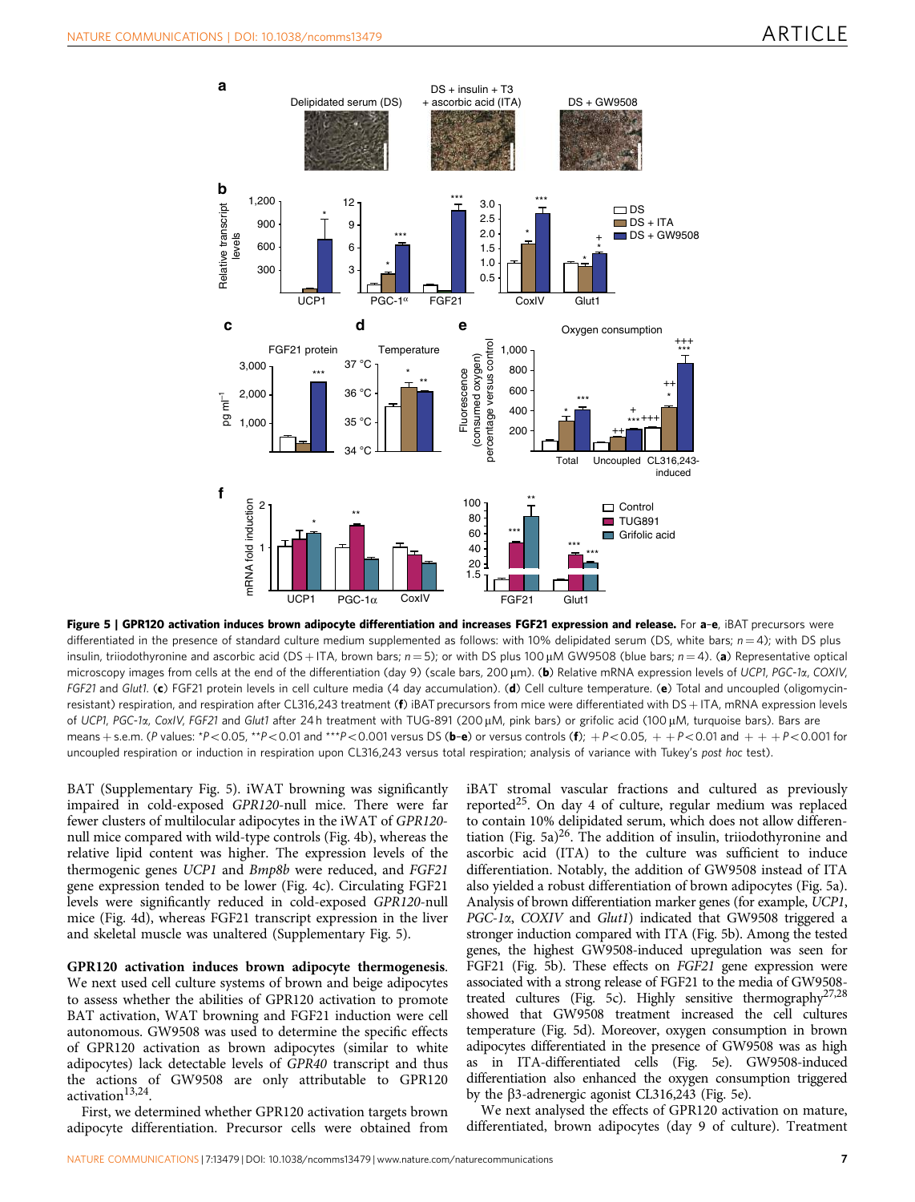**Figure 5 | GPR120 activation induces brown adipocyte differentiation and increases FGF21 expression and release.** For **a–e**, iBAT precursors were differentiated in the presence of standard culture medium supplemented as follows: with 10% delipidated serum (DS, white bars; $n = 4$); with DS plus insulin, triiodothyronine and ascorbic acid (DS + ITA, brown bars; $n = 5$); or with DS plus 100 μM GW9508 (blue bars; $n = 4$). (**a**) Representative optical microscopy images from cells at the end of the differentiation (day 9) (scale bars, 200 μm). (**b**) Relative mRNA expression levels of *UCP1*, *PGC-1α*, *COXIV*, *FGF21* and *Glut1*. (**c**) FGF21 protein levels in cell culture media (4 day accumulation). (**d**) Cell culture temperature. (**e**) Total and uncoupled (oligomycin-resistant) respiration, and respiration after CL316,243 treatment (**f**) iBAT precursors from mice were differentiated with DS + ITA, mRNA expression levels of *UCP1*, *PGC-1α*, *CoxIV*, *FGF21* and *Glut1* after 24 h treatment with TUG-891 (200 μM, pink bars) or grifolic acid (100 μM, turquoise bars). Bars are means + s.e.m. (*P* values: *$P < 0.05$, **$P < 0.01$ and ***$P < 0.001$ versus DS (**b–e**) or versus controls (**f**); +$P < 0.05$, ++$P < 0.01$ and +++$P < 0.001$ for uncoupled respiration or induction in respiration upon CL316,243 versus total respiration; analysis of variance with Tukey's *post hoc* test).

BAT (Supplementary Fig. 5). iWAT browning was significantly impaired in cold-exposed *GPR120*-null mice. There were far fewer clusters of multilocular adipocytes in the iWAT of *GPR120*-null mice compared with wild-type controls (Fig. 4b), whereas the relative lipid content was higher. The expression levels of the thermogenic genes *UCP1* and *Bmp8b* were reduced, and *FGF21* gene expression tended to be lower (Fig. 4c). Circulating FGF21 levels were significantly reduced in cold-exposed *GPR120*-null mice (Fig. 4d), whereas FGF21 transcript expression in the liver and skeletal muscle was unaltered (Supplementary Fig. 5).

**GPR120 activation induces brown adipocyte thermogenesis.** We next used cell culture systems of brown and beige adipocytes to assess whether the abilities of GPR120 activation to promote BAT activation, WAT browning and FGF21 induction were cell autonomous. GW9508 was used to determine the specific effects of GPR120 activation as brown adipocytes (similar to white adipocytes) lack detectable levels of *GPR40* transcript and thus the actions of GW9508 are only attributable to GPR120 activation[13,24].

First, we determined whether GPR120 activation targets brown adipocyte differentiation. Precursor cells were obtained from iBAT stromal vascular fractions and cultured as previously reported[25]. On day 4 of culture, regular medium was replaced to contain 10% delipidated serum, which does not allow differentiation (Fig. 5a)[26]. The addition of insulin, triiodothyronine and ascorbic acid (ITA) to the culture was sufficient to induce differentiation. Notably, the addition of GW9508 instead of ITA also yielded a robust differentiation of brown adipocytes (Fig. 5a). Analysis of brown differentiation marker genes (for example, *UCP1*, *PGC-1α*, *COXIV* and *Glut1*) indicated that GW9508 triggered a stronger induction compared with ITA (Fig. 5b). Among the tested genes, the highest GW9508-induced upregulation was seen for FGF21 (Fig. 5b). These effects on *FGF21* gene expression were associated with a strong release of FGF21 to the media of GW9508-treated cultures (Fig. 5c). Highly sensitive thermography[27,28] showed that GW9508 treatment increased the cell cultures temperature (Fig. 5d). Moreover, oxygen consumption in brown adipocytes differentiated in the presence of GW9508 was as high as in ITA-differentiated cells (Fig. 5e). GW9508-induced differentiation also enhanced the oxygen consumption triggered by the β3-adrenergic agonist CL316,243 (Fig. 5e).

We next analysed the effects of GPR120 activation on mature, differentiated, brown adipocytes (day 9 of culture). Treatment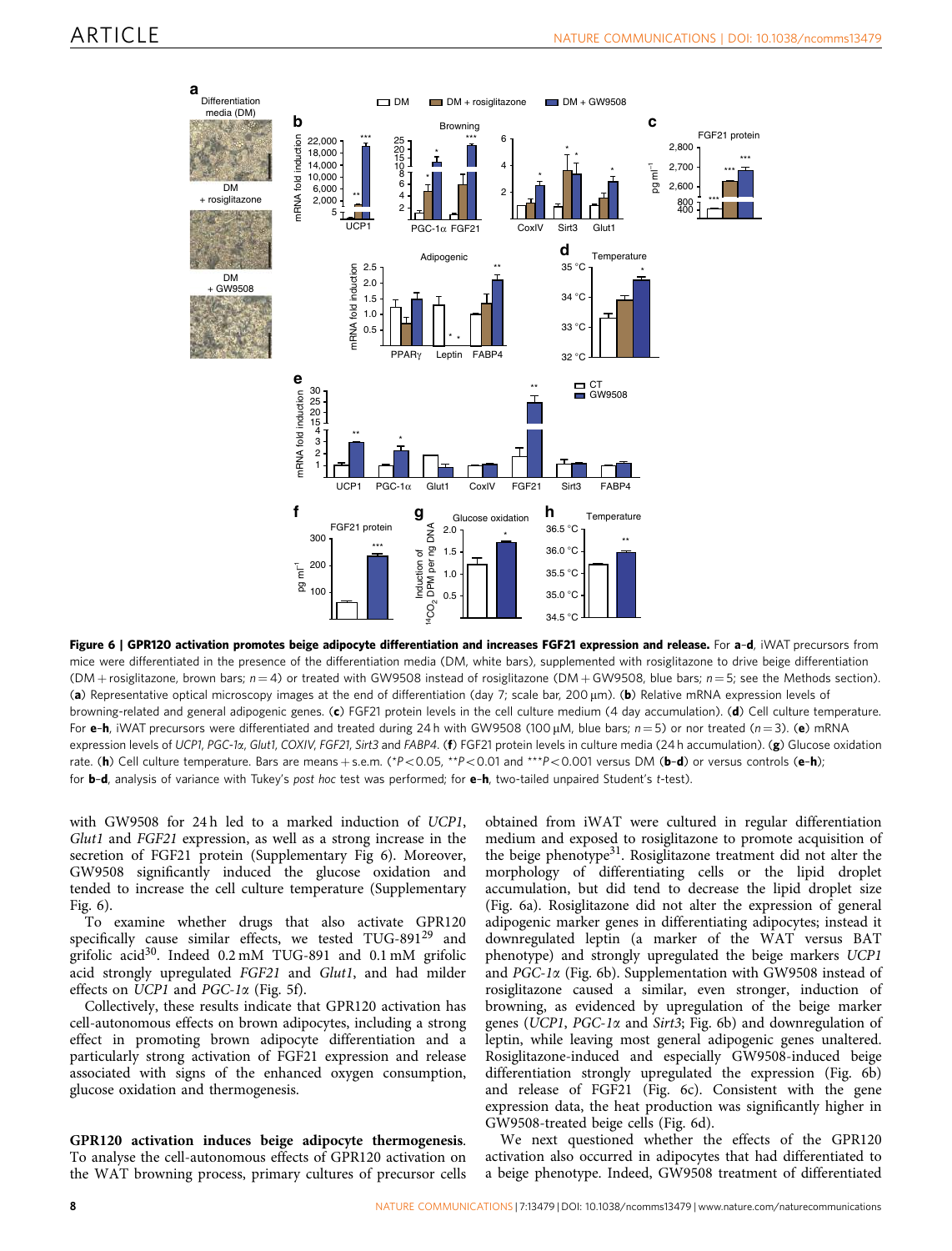**Figure 6 | GPR120 activation promotes beige adipocyte differentiation and increases FGF21 expression and release.** For **a**–**d**, iWAT precursors from mice were differentiated in the presence of the differentiation media (DM, white bars), supplemented with rosiglitazone to drive beige differentiation (DM + rosiglitazone, brown bars; $n = 4$) or treated with GW9508 instead of rosiglitazone (DM + GW9508, blue bars; $n = 5$; see the Methods section). (**a**) Representative optical microscopy images at the end of differentiation (day 7; scale bar, 200 μm). (**b**) Relative mRNA expression levels of browning-related and general adipogenic genes. (**c**) FGF21 protein levels in the cell culture medium (4 day accumulation). (**d**) Cell culture temperature. For **e**–**h**, iWAT precursors were differentiated and treated during 24 h with GW9508 (100 μM, blue bars; $n = 5$) or nor treated ($n = 3$). (**e**) mRNA expression levels of *UCP1*, *PGC-1α*, *Glut1*, *COXIV*, *FGF21*, *Sirt3* and *FABP4*. (**f**) FGF21 protein levels in culture media (24 h accumulation). (**g**) Glucose oxidation rate. (**h**) Cell culture temperature. Bars are means + s.e.m. (\*$P < 0.05$, \*\*$P < 0.01$ and \*\*\*$P < 0.001$ versus DM (**b**–**d**) or versus controls (**e**–**h**); for **b**–**d**, analysis of variance with Tukey's *post hoc* test was performed; for **e**–**h**, two-tailed unpaired Student's *t*-test).

with GW9508 for 24 h led to a marked induction of *UCP1*, *Glut1* and *FGF21* expression, as well as a strong increase in the secretion of FGF21 protein (Supplementary Fig 6). Moreover, GW9508 significantly induced the glucose oxidation and tended to increase the cell culture temperature (Supplementary Fig. 6).

To examine whether drugs that also activate GPR120 specifically cause similar effects, we tested TUG-891[29] and grifolic acid[30]. Indeed 0.2 mM TUG-891 and 0.1 mM grifolic acid strongly upregulated *FGF21* and *Glut1*, and had milder effects on *UCP1* and *PGC-1α* (Fig. 5f).

Collectively, these results indicate that GPR120 activation has cell-autonomous effects on brown adipocytes, including a strong effect in promoting brown adipocyte differentiation and a particularly strong activation of FGF21 expression and release associated with signs of the enhanced oxygen consumption, glucose oxidation and thermogenesis.

**GPR120 activation induces beige adipocyte thermogenesis.** To analyse the cell-autonomous effects of GPR120 activation on the WAT browning process, primary cultures of precursor cells obtained from iWAT were cultured in regular differentiation medium and exposed to rosiglitazone to promote acquisition of the beige phenotype[31]. Rosiglitazone treatment did not alter the morphology of differentiating cells or the lipid droplet accumulation, but did tend to decrease the lipid droplet size (Fig. 6a). Rosiglitazone did not alter the expression of general adipogenic marker genes in differentiating adipocytes; instead it downregulated leptin (a marker of the WAT versus BAT phenotype) and strongly upregulated the beige markers *UCP1* and *PGC-1α* (Fig. 6b). Supplementation with GW9508 instead of rosiglitazone caused a similar, even stronger, induction of browning, as evidenced by upregulation of the beige marker genes (*UCP1*, *PGC-1α* and *Sirt3*; Fig. 6b) and downregulation of leptin, while leaving most general adipogenic genes unaltered. Rosiglitazone-induced and especially GW9508-induced beige differentiation strongly upregulated the expression (Fig. 6b) and release of FGF21 (Fig. 6c). Consistent with the gene expression data, the heat production was significantly higher in GW9508-treated beige cells (Fig. 6d).

We next questioned whether the effects of the GPR120 activation also occurred in adipocytes that had differentiated to a beige phenotype. Indeed, GW9508 treatment of differentiated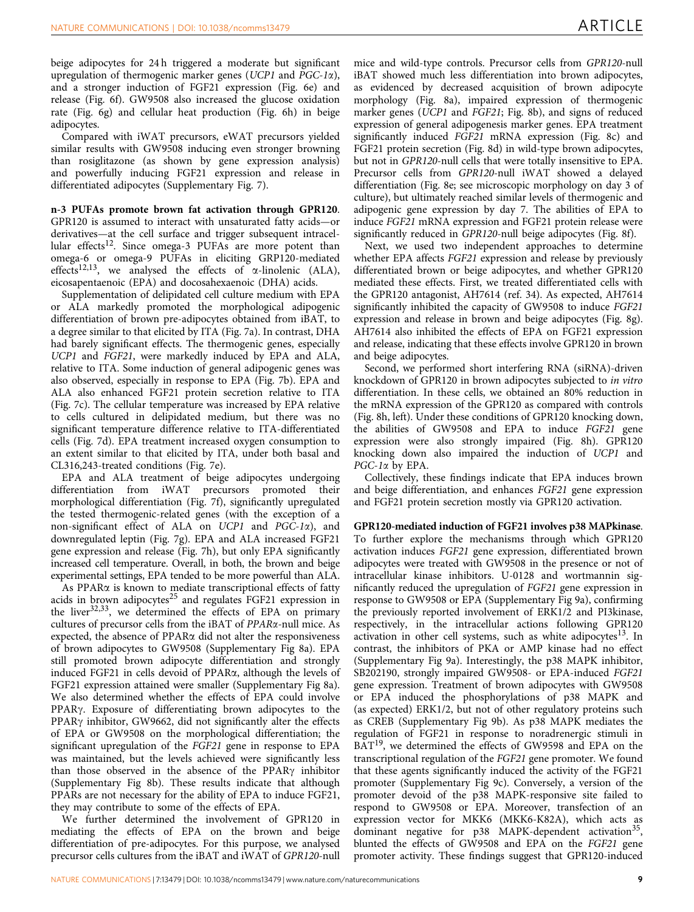beige adipocytes for 24 h triggered a moderate but significant upregulation of thermogenic marker genes (*UCP1* and *PGC-1α*), and a stronger induction of FGF21 expression (Fig. 6e) and release (Fig. 6f). GW9508 also increased the glucose oxidation rate (Fig. 6g) and cellular heat production (Fig. 6h) in beige adipocytes.

Compared with iWAT precursors, eWAT precursors yielded similar results with GW9508 inducing even stronger browning than rosiglitazone (as shown by gene expression analysis) and powerfully inducing FGF21 expression and release in differentiated adipocytes (Supplementary Fig. 7).

**n-3 PUFAs promote brown fat activation through GPR120.** GPR120 is assumed to interact with unsaturated fatty acids—or derivatives—at the cell surface and trigger subsequent intracellular effects[12]. Since omega-3 PUFAs are more potent than omega-6 or omega-9 PUFAs in eliciting GRP120-mediated effects[12,13], we analysed the effects of α-linolenic (ALA), eicosapentaenoic (EPA) and docosahexaenoic (DHA) acids.

Supplementation of delipidated cell culture medium with EPA or ALA markedly promoted the morphological adipogenic differentiation of brown pre-adipocytes obtained from iBAT, to a degree similar to that elicited by ITA (Fig. 7a). In contrast, DHA had barely significant effects. The thermogenic genes, especially *UCP1* and *FGF21*, were markedly induced by EPA and ALA, relative to ITA. Some induction of general adipogenic genes was also observed, especially in response to EPA (Fig. 7b). EPA and ALA also enhanced FGF21 protein secretion relative to ITA (Fig. 7c). The cellular temperature was increased by EPA relative to cells cultured in delipidated medium, but there was no significant temperature difference relative to ITA-differentiated cells (Fig. 7d). EPA treatment increased oxygen consumption to an extent similar to that elicited by ITA, under both basal and CL316,243-treated conditions (Fig. 7e).

EPA and ALA treatment of beige adipocytes undergoing differentiation from iWAT precursors promoted their morphological differentiation (Fig. 7f), significantly upregulated the tested thermogenic-related genes (with the exception of a non-significant effect of ALA on *UCP1* and *PGC-1α*), and downregulated leptin (Fig. 7g). EPA and ALA increased FGF21 gene expression and release (Fig. 7h), but only EPA significantly increased cell temperature. Overall, in both, the brown and beige experimental settings, EPA tended to be more powerful than ALA.

As PPARα is known to mediate transcriptional effects of fatty acids in brown adipocytes[25] and regulates FGF21 expression in the liver[32,33], we determined the effects of EPA on primary cultures of precursor cells from the iBAT of *PPARα*-null mice. As expected, the absence of PPARα did not alter the responsiveness of brown adipocytes to GW9508 (Supplementary Fig 8a). EPA still promoted brown adipocyte differentiation and strongly induced FGF21 in cells devoid of PPARα, although the levels of FGF21 expression attained were smaller (Supplementary Fig 8a). We also determined whether the effects of EPA could involve PPARγ. Exposure of differentiating brown adipocytes to the PPARγ inhibitor, GW9662, did not significantly alter the effects of EPA or GW9508 on the morphological differentiation; the significant upregulation of the *FGF21* gene in response to EPA was maintained, but the levels achieved were significantly less than those observed in the absence of the PPARγ inhibitor (Supplementary Fig 8b). These results indicate that although PPARs are not necessary for the ability of EPA to induce FGF21, they may contribute to some of the effects of EPA.

We further determined the involvement of GPR120 in mediating the effects of EPA on the brown and beige differentiation of pre-adipocytes. For this purpose, we analysed precursor cells cultures from the iBAT and iWAT of *GPR120*-null mice and wild-type controls. Precursor cells from *GPR120*-null iBAT showed much less differentiation into brown adipocytes, as evidenced by decreased acquisition of brown adipocyte morphology (Fig. 8a), impaired expression of thermogenic marker genes (*UCP1* and *FGF21*; Fig. 8b), and signs of reduced expression of general adipogenesis marker genes. EPA treatment significantly induced *FGF21* mRNA expression (Fig. 8c) and FGF21 protein secretion (Fig. 8d) in wild-type brown adipocytes, but not in *GPR120*-null cells that were totally insensitive to EPA. Precursor cells from *GPR120*-null iWAT showed a delayed differentiation (Fig. 8e; see microscopic morphology on day 3 of culture), but ultimately reached similar levels of thermogenic and adipogenic gene expression by day 7. The abilities of EPA to induce *FGF21* mRNA expression and FGF21 protein release were significantly reduced in *GPR120*-null beige adipocytes (Fig. 8f).

Next, we used two independent approaches to determine whether EPA affects *FGF21* expression and release by previously differentiated brown or beige adipocytes, and whether GPR120 mediated these effects. First, we treated differentiated cells with the GPR120 antagonist, AH7614 (ref. 34). As expected, AH7614 significantly inhibited the capacity of GW9508 to induce *FGF21* expression and release in brown and beige adipocytes (Fig. 8g). AH7614 also inhibited the effects of EPA on FGF21 expression and release, indicating that these effects involve GPR120 in brown and beige adipocytes.

Second, we performed short interfering RNA (siRNA)-driven knockdown of GPR120 in brown adipocytes subjected to *in vitro* differentiation. In these cells, we obtained an 80% reduction in the mRNA expression of the GPR120 as compared with controls (Fig. 8h, left). Under these conditions of GPR120 knocking down, the abilities of GW9508 and EPA to induce *FGF21* gene expression were also strongly impaired (Fig. 8h). GPR120 knocking down also impaired the induction of *UCP1* and *PGC-1α* by EPA.

Collectively, these findings indicate that EPA induces brown and beige differentiation, and enhances *FGF21* gene expression and FGF21 protein secretion mostly via GPR120 activation.

**GPR120-mediated induction of FGF21 involves p38 MAPkinase.** To further explore the mechanisms through which GPR120 activation induces *FGF21* gene expression, differentiated brown adipocytes were treated with GW9508 in the presence or not of intracellular kinase inhibitors. U-0128 and wortmannin significantly reduced the upregulation of *FGF21* gene expression in response to GW9508 or EPA (Supplementary Fig 9a), confirming the previously reported involvement of ERK1/2 and PI3kinase, respectively, in the intracellular actions following GPR120 activation in other cell systems, such as white adipocytes[13]. In contrast, the inhibitors of PKA or AMP kinase had no effect (Supplementary Fig 9a). Interestingly, the p38 MAPK inhibitor, SB202190, strongly impaired GW9508- or EPA-induced *FGF21* gene expression. Treatment of brown adipocytes with GW9508 or EPA induced the phosphorylations of p38 MAPK and (as expected) ERK1/2, but not of other regulatory proteins such as CREB (Supplementary Fig 9b). As p38 MAPK mediates the regulation of FGF21 in response to noradrenergic stimuli in BAT[19], we determined the effects of GW9598 and EPA on the transcriptional regulation of the *FGF21* gene promoter. We found that these agents significantly induced the activity of the FGF21 promoter (Supplementary Fig 9c). Conversely, a version of the promoter devoid of the p38 MAPK-responsive site failed to respond to GW9508 or EPA. Moreover, transfection of an expression vector for MKK6 (MKK6-K82A), which acts as dominant negative for p38 MAPK-dependent activation[35], blunted the effects of GW9508 and EPA on the *FGF21* gene promoter activity. These findings suggest that GPR120-induced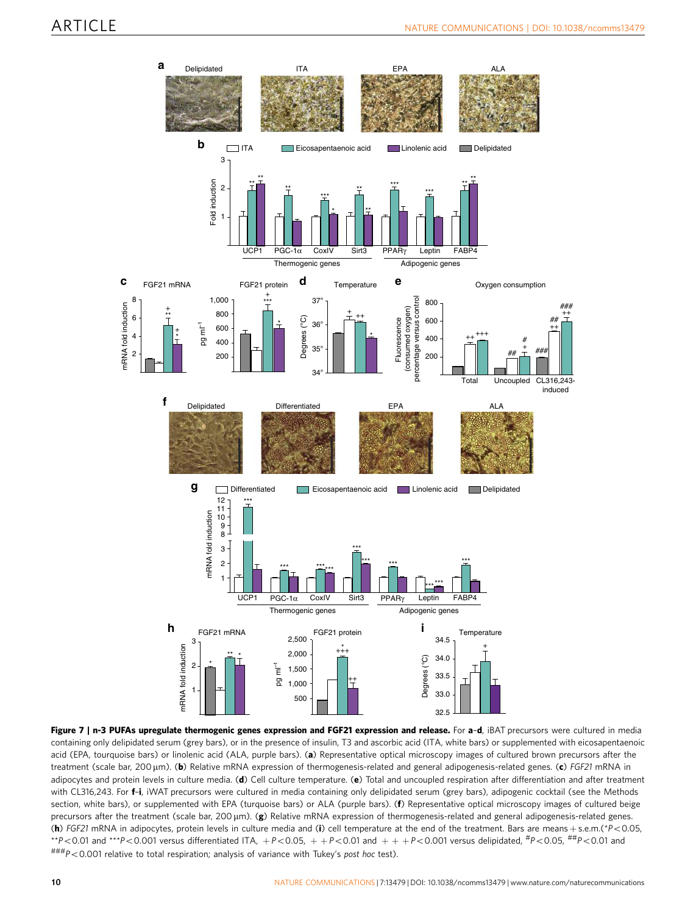**Figure 7 | n-3 PUFAs upregulate thermogenic genes expression and FGF21 expression and release.** For **a**–**d**, iBAT precursors were cultured in media containing only delipidated serum (grey bars), or in the presence of insulin, T3 and ascorbic acid (ITA, white bars) or supplemented with eicosapentaenoic acid (EPA, tourquoise bars) or linolenic acid (ALA, purple bars). (**a**) Representative optical microscopy images of cultured brown precursors after the treatment (scale bar, 200 μm). (**b**) Relative mRNA expression of thermogenesis-related and general adipogenesis-related genes. (**c**) *FGF21* mRNA in adipocytes and protein levels in culture media. (**d**) Cell culture temperature. (**e**) Total and uncoupled respiration after differentiation and after treatment with CL316,243. For **f**–**i**, iWAT precursors were cultured in media containing only delipidated serum (grey bars), adipogenic cocktail (see the Methods section, white bars), or supplemented with EPA (turquoise bars) or ALA (purple bars). (**f**) Representative optical microscopy images of cultured beige precursors after the treatment (scale bar, 200 μm). (**g**) Relative mRNA expression of thermogenesis-related and general adipogenesis-related genes. (**h**) *FGF21* mRNA in adipocytes, protein levels in culture media and (**i**) cell temperature at the end of the treatment. Bars are means + s.e.m.(*$P<0.05$, **$P<0.01$ and ***$P<0.001$ versus differentiated ITA, +$P<0.05$, ++$P<0.01$ and +++$P<0.001$ versus delipidated, #$P<0.05$, ##$P<0.01$ and ###$P<0.001$ relative to total respiration; analysis of variance with Tukey's *post hoc* test).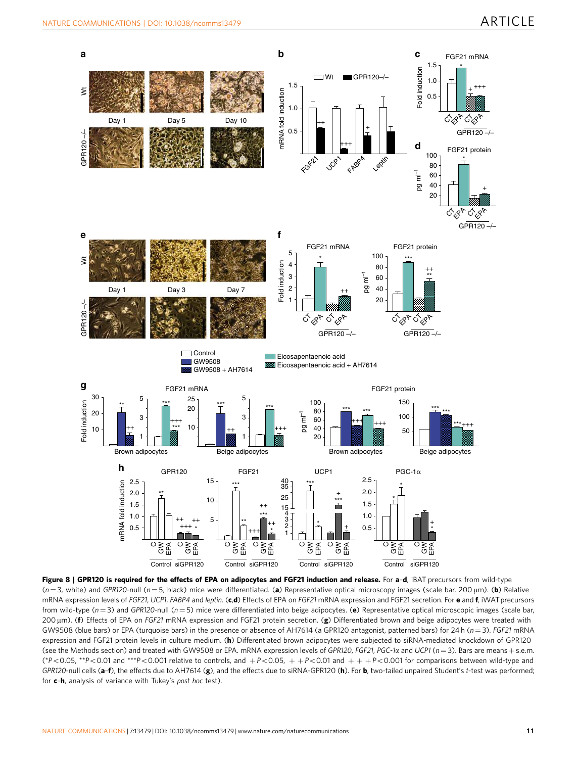**Figure 8 | GPR120 is required for the effects of EPA on adipocytes and FGF21 induction and release.** For **a**–**d**, iBAT precursors from wild-type ($n=3$, white) and *GPR120*-null ($n=5$, black) mice were differentiated. (**a**) Representative optical microscopy images (scale bar, 200 μm). (**b**) Relative mRNA expression levels of *FGF21*, *UCP1*, *FABP4* and *leptin*. (**c**,**d**) Effects of EPA on *FGF21* mRNA expression and FGF21 secretion. For **e** and **f**, iWAT precursors from wild-type ($n=3$) and *GPR120*-null ($n=5$) mice were differentiated into beige adipocytes. (**e**) Representative optical microscopic images (scale bar, 200 μm). (**f**) Effects of EPA on *FGF21* mRNA expression and FGF21 protein secretion. (**g**) Differentiated brown and beige adipocytes were treated with GW9508 (blue bars) or EPA (turquoise bars) in the presence or absence of AH7614 (a GPR120 antagonist, patterned bars) for 24 h ($n=3$). *FGF21* mRNA expression and FGF21 protein levels in culture medium. (**h**) Differentiated brown adipocytes were subjected to siRNA-mediated knockdown of GPR120 (see the Methods section) and treated with GW9508 or EPA. mRNA expression levels of *GPR120*, *FGF21*, *PGC-1α* and *UCP1* ($n=3$). Bars are means + s.e.m. (\*$P<0.05$, \*\*$P<0.01$ and \*\*\*$P<0.001$ relative to controls, and + $P<0.05$, + + $P<0.01$ and + + + $P<0.001$ for comparisons between wild-type and *GPR120*-null cells (**a**–**f**), the effects due to AH7614 (**g**), and the effects due to siRNA-GPR120 (**h**). For **b**, two-tailed unpaired Student's *t*-test was performed; for **c**–**h**, analysis of variance with Tukey's *post hoc* test).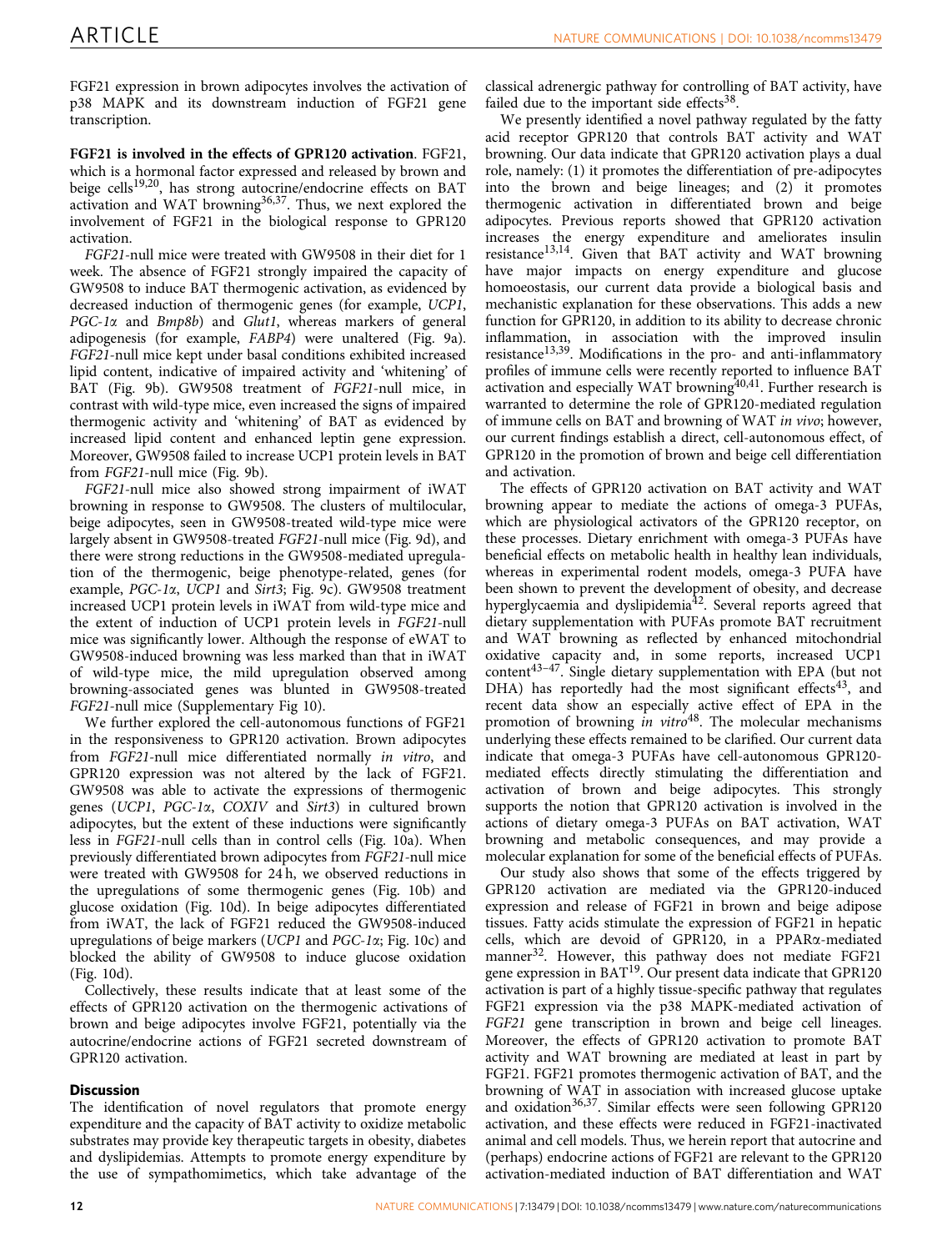FGF21 expression in brown adipocytes involves the activation of p38 MAPK and its downstream induction of FGF21 gene transcription.

**FGF21 is involved in the effects of GPR120 activation**. FGF21, which is a hormonal factor expressed and released by brown and beige cells[19,20], has strong autocrine/endocrine effects on BAT activation and WAT browning[36,37]. Thus, we next explored the involvement of FGF21 in the biological response to GPR120 activation.

*FGF21*-null mice were treated with GW9508 in their diet for 1 week. The absence of FGF21 strongly impaired the capacity of GW9508 to induce BAT thermogenic activation, as evidenced by decreased induction of thermogenic genes (for example, *UCP1*, *PGC-1α* and *Bmp8b*) and *Glut1*, whereas markers of general adipogenesis (for example, *FABP4*) were unaltered (Fig. 9a). *FGF21*-null mice kept under basal conditions exhibited increased lipid content, indicative of impaired activity and 'whitening' of BAT (Fig. 9b). GW9508 treatment of *FGF21*-null mice, in contrast with wild-type mice, even increased the signs of impaired thermogenic activity and 'whitening' of BAT as evidenced by increased lipid content and enhanced leptin gene expression. Moreover, GW9508 failed to increase UCP1 protein levels in BAT from *FGF21*-null mice (Fig. 9b).

*FGF21*-null mice also showed strong impairment of iWAT browning in response to GW9508. The clusters of multilocular, beige adipocytes, seen in GW9508-treated wild-type mice were largely absent in GW9508-treated *FGF21*-null mice (Fig. 9d), and there were strong reductions in the GW9508-mediated upregulation of the thermogenic, beige phenotype-related, genes (for example, *PGC-1α*, *UCP1* and *Sirt3*; Fig. 9c). GW9508 treatment increased UCP1 protein levels in iWAT from wild-type mice and the extent of induction of UCP1 protein levels in *FGF21*-null mice was significantly lower. Although the response of eWAT to GW9508-induced browning was less marked than that in iWAT of wild-type mice, the mild upregulation observed among browning-associated genes was blunted in GW9508-treated *FGF21*-null mice (Supplementary Fig 10).

We further explored the cell-autonomous functions of FGF21 in the responsiveness to GPR120 activation. Brown adipocytes from *FGF21*-null mice differentiated normally *in vitro*, and GPR120 expression was not altered by the lack of FGF21. GW9508 was able to activate the expressions of thermogenic genes (*UCP1*, *PGC-1α*, *COXIV* and *Sirt3*) in cultured brown adipocytes, but the extent of these inductions were significantly less in *FGF21*-null cells than in control cells (Fig. 10a). When previously differentiated brown adipocytes from *FGF21*-null mice were treated with GW9508 for 24 h, we observed reductions in the upregulations of some thermogenic genes (Fig. 10b) and glucose oxidation (Fig. 10d). In beige adipocytes differentiated from iWAT, the lack of FGF21 reduced the GW9508-induced upregulations of beige markers (*UCP1* and *PGC-1α*; Fig. 10c) and blocked the ability of GW9508 to induce glucose oxidation (Fig. 10d).

Collectively, these results indicate that at least some of the effects of GPR120 activation on the thermogenic activations of brown and beige adipocytes involve FGF21, potentially via the autocrine/endocrine actions of FGF21 secreted downstream of GPR120 activation.

## Discussion

The identification of novel regulators that promote energy expenditure and the capacity of BAT activity to oxidize metabolic substrates may provide key therapeutic targets in obesity, diabetes and dyslipidemias. Attempts to promote energy expenditure by the use of sympathomimetics, which take advantage of the classical adrenergic pathway for controlling of BAT activity, have failed due to the important side effects[38].

We presently identified a novel pathway regulated by the fatty acid receptor GPR120 that controls BAT activity and WAT browning. Our data indicate that GPR120 activation plays a dual role, namely: (1) it promotes the differentiation of pre-adipocytes into the brown and beige lineages; and (2) it promotes thermogenic activation in differentiated brown and beige adipocytes. Previous reports showed that GPR120 activation increases the energy expenditure and ameliorates insulin resistance[13,14]. Given that BAT activity and WAT browning have major impacts on energy expenditure and glucose homoeostasis, our current data provide a biological basis and mechanistic explanation for these observations. This adds a new function for GPR120, in addition to its ability to decrease chronic inflammation, in association with the improved insulin resistance[13,39]. Modifications in the pro- and anti-inflammatory profiles of immune cells were recently reported to influence BAT activation and especially WAT browning[40,41]. Further research is warranted to determine the role of GPR120-mediated regulation of immune cells on BAT and browning of WAT *in vivo*; however, our current findings establish a direct, cell-autonomous effect, of GPR120 in the promotion of brown and beige cell differentiation and activation.

The effects of GPR120 activation on BAT activity and WAT browning appear to mediate the actions of omega-3 PUFAs, which are physiological activators of the GPR120 receptor, on these processes. Dietary enrichment with omega-3 PUFAs have beneficial effects on metabolic health in healthy lean individuals, whereas in experimental rodent models, omega-3 PUFA have been shown to prevent the development of obesity, and decrease hyperglycaemia and dyslipidemia[42]. Several reports agreed that dietary supplementation with PUFAs promote BAT recruitment and WAT browning as reflected by enhanced mitochondrial oxidative capacity and, in some reports, increased UCP1 content[43–47]. Single dietary supplementation with EPA (but not DHA) has reportedly had the most significant effects[43], and recent data show an especially active effect of EPA in the promotion of browning *in vitro*[48]. The molecular mechanisms underlying these effects remained to be clarified. Our current data indicate that omega-3 PUFAs have cell-autonomous GPR120-mediated effects directly stimulating the differentiation and activation of brown and beige adipocytes. This strongly supports the notion that GPR120 activation is involved in the actions of dietary omega-3 PUFAs on BAT activation, WAT browning and metabolic consequences, and may provide a molecular explanation for some of the beneficial effects of PUFAs.

Our study also shows that some of the effects triggered by GPR120 activation are mediated via the GPR120-induced expression and release of FGF21 in brown and beige adipose tissues. Fatty acids stimulate the expression of FGF21 in hepatic cells, which are devoid of GPR120, in a PPARα-mediated manner[32]. However, this pathway does not mediate FGF21 gene expression in BAT[19]. Our present data indicate that GPR120 activation is part of a highly tissue-specific pathway that regulates FGF21 expression via the p38 MAPK-mediated activation of *FGF21* gene transcription in brown and beige cell lineages. Moreover, the effects of GPR120 activation to promote BAT activity and WAT browning are mediated at least in part by FGF21. FGF21 promotes thermogenic activation of BAT, and the browning of WAT in association with increased glucose uptake and oxidation[36,37]. Similar effects were seen following GPR120 activation, and these effects were reduced in FGF21-inactivated animal and cell models. Thus, we herein report that autocrine and (perhaps) endocrine actions of FGF21 are relevant to the GPR120 activation-mediated induction of BAT differentiation and WAT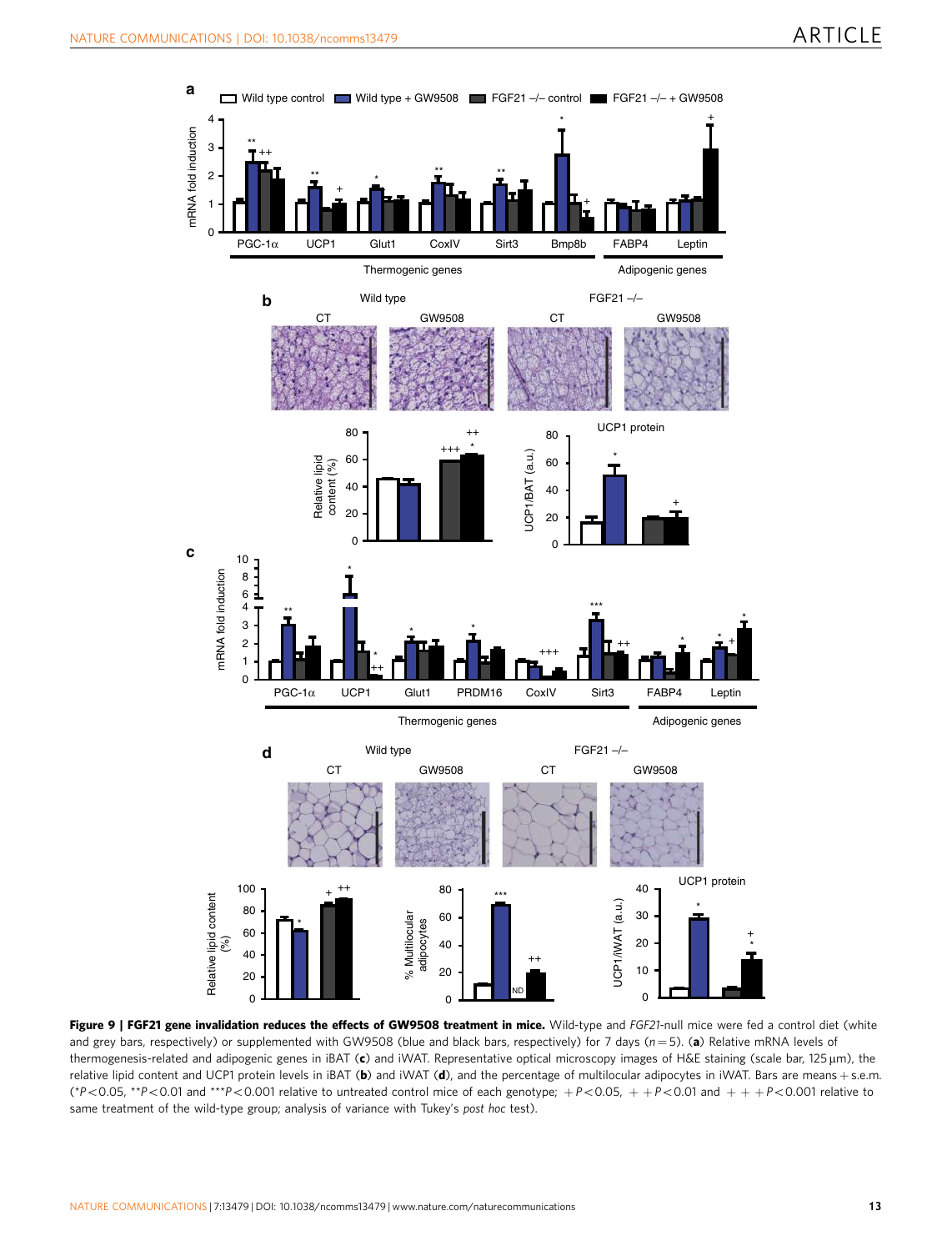**Figure 9 | FGF21 gene invalidation reduces the effects of GW9508 treatment in mice.** Wild-type and *FGF21*-null mice were fed a control diet (white and grey bars, respectively) or supplemented with GW9508 (blue and black bars, respectively) for 7 days ($n = 5$). (**a**) Relative mRNA levels of thermogenesis-related and adipogenic genes in iBAT (**c**) and iWAT. Representative optical microscopy images of H&E staining (scale bar, 125 μm), the relative lipid content and UCP1 protein levels in iBAT (**b**) and iWAT (**d**), and the percentage of multilocular adipocytes in iWAT. Bars are means + s.e.m. (*$P<0.05$, **$P<0.01$ and ***$P<0.001$ relative to untreated control mice of each genotype; +$P<0.05$, ++$P<0.01$ and +++$P<0.001$ relative to same treatment of the wild-type group; analysis of variance with Tukey's *post hoc* test).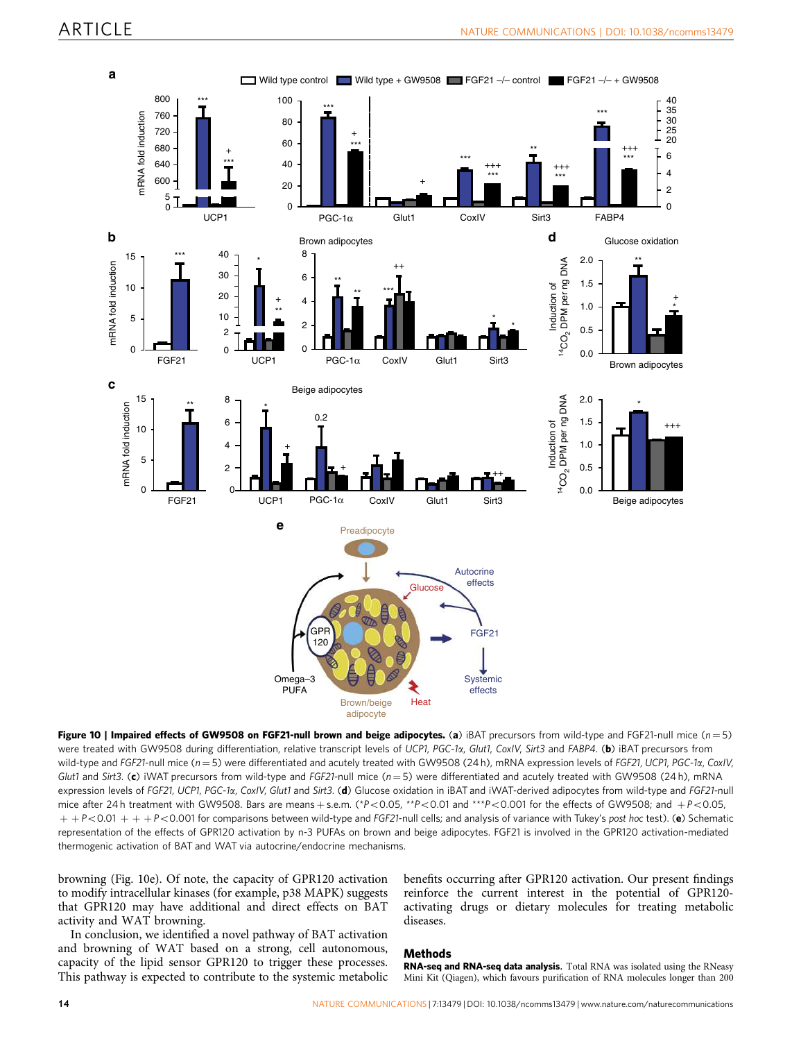**Figure 10 | Impaired effects of GW9508 on FGF21-null brown and beige adipocytes.** (**a**) iBAT precursors from wild-type and FGF21-null mice ($n = 5$) were treated with GW9508 during differentiation, relative transcript levels of *UCP1*, *PGC-1α*, *Glut1*, *CoxIV*, *Sirt3* and *FABP4*. (**b**) iBAT precursors from wild-type and *FGF21*-null mice ($n = 5$) were differentiated and acutely treated with GW9508 (24 h), mRNA expression levels of *FGF21*, *UCP1*, *PGC-1α*, *CoxIV*, *Glut1* and *Sirt3*. (**c**) iWAT precursors from wild-type and *FGF21*-null mice ($n = 5$) were differentiated and acutely treated with GW9508 (24 h), mRNA expression levels of *FGF21*, *UCP1*, *PGC-1α*, *CoxIV*, *Glut1* and *Sirt3*. (**d**) Glucose oxidation in iBAT and iWAT-derived adipocytes from wild-type and *FGF21*-null mice after 24 h treatment with GW9508. Bars are means + s.e.m. (*$P < 0.05$, **$P < 0.01$ and ***$P < 0.001$ for the effects of GW9508; and $+P < 0.05$, $++P < 0.01$ $+++P < 0.001$ for comparisons between wild-type and *FGF21*-null cells; and analysis of variance with Tukey's *post hoc* test). (**e**) Schematic representation of the effects of GPR120 activation by n-3 PUFAs on brown and beige adipocytes. FGF21 is involved in the GPR120 activation-mediated thermogenic activation of BAT and WAT via autocrine/endocrine mechanisms.

browning (Fig. 10e). Of note, the capacity of GPR120 activation to modify intracellular kinases (for example, p38 MAPK) suggests that GPR120 may have additional and direct effects on BAT activity and WAT browning.

In conclusion, we identified a novel pathway of BAT activation and browning of WAT based on a strong, cell autonomous, capacity of the lipid sensor GPR120 to trigger these processes. This pathway is expected to contribute to the systemic metabolic benefits occurring after GPR120 activation. Our present findings reinforce the current interest in the potential of GPR120-activating drugs or dietary molecules for treating metabolic diseases.

## Methods

**RNA-seq and RNA-seq data analysis.** Total RNA was isolated using the RNeasy Mini Kit (Qiagen), which favours purification of RNA molecules longer than 200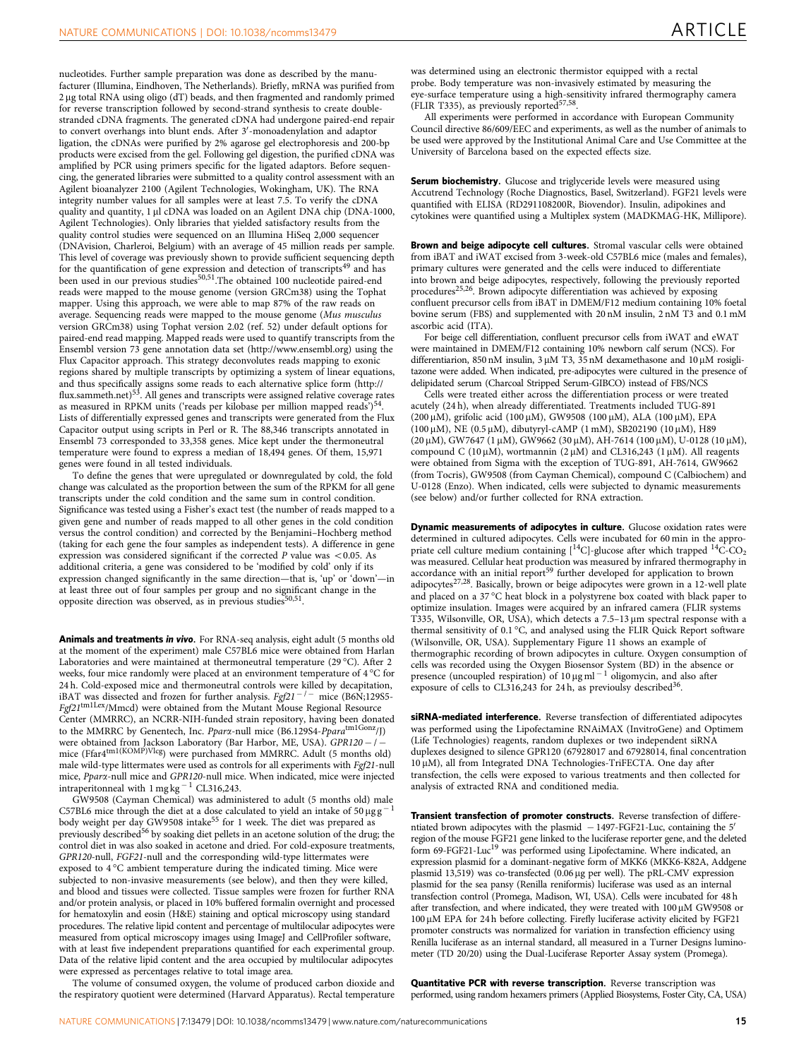nucleotides. Further sample preparation was done as described by the manufacturer (Illumina, Eindhoven, The Netherlands). Briefly, mRNA was purified from 2 µg total RNA using oligo (dT) beads, and then fragmented and randomly primed for reverse transcription followed by second-strand synthesis to create double-stranded cDNA fragments. The generated cDNA had undergone paired-end repair to convert overhangs into blunt ends. After 3′-monoadenylation and adaptor ligation, the cDNAs were purified by 2% agarose gel electrophoresis and 200-bp products were excised from the gel. Following gel digestion, the purified cDNA was amplified by PCR using primers specific for the ligated adaptors. Before sequencing, the generated libraries were submitted to a quality control assessment with an Agilent bioanalyzer 2100 (Agilent Technologies, Wokingham, UK). The RNA integrity number values for all samples were at least 7.5. To verify the cDNA quality and quantity, 1 µl cDNA was loaded on an Agilent DNA chip (DNA-1000, Agilent Technologies). Only libraries that yielded satisfactory results from the quality control studies were sequenced on an Illumina HiSeq 2,000 sequencer (DNAvision, Charleroi, Belgium) with an average of 45 million reads per sample. This level of coverage was previously shown to provide sufficient sequencing depth for the quantification of gene expression and detection of transcripts[49] and has been used in our previous studies[50,51].The obtained 100 nucleotide paired-end reads were mapped to the mouse genome (version GRCm38) using the Tophat mapper. Using this approach, we were able to map 87% of the raw reads on average. Sequencing reads were mapped to the mouse genome (*Mus musculus* version GRCm38) using Tophat version 2.02 (ref. 52) under default options for paired-end read mapping. Mapped reads were used to quantify transcripts from the Ensembl version 73 gene annotation data set (http://www.ensembl.org) using the Flux Capacitor approach. This strategy deconvolutes reads mapping to exonic regions shared by multiple transcripts by optimizing a system of linear equations, and thus specifically assigns some reads to each alternative splice form (http://flux.sammeth.net)[53]. All genes and transcripts were assigned relative coverage rates as measured in RPKM units ('reads per kilobase per million mapped reads')[54]. Lists of differentially expressed genes and transcripts were generated from the Flux Capacitor output using scripts in Perl or R. The 88,346 transcripts annotated in Ensembl 73 corresponded to 33,358 genes. Mice kept under the thermoneutral temperature were found to express a median of 18,494 genes. Of them, 15,971 genes were found in all tested individuals.

To define the genes that were upregulated or downregulated by cold, the fold change was calculated as the proportion between the sum of the RPKM for all gene transcripts under the cold condition and the same sum in control condition. Significance was tested using a Fisher's exact test (the number of reads mapped to a given gene and number of reads mapped to all other genes in the cold condition versus the control condition) and corrected by the Benjamini–Hochberg method (taking for each gene the four samples as independent tests). A difference in gene expression was considered significant if the corrected $P$ value was $<0.05$. As additional criteria, a gene was considered to be 'modified by cold' only if its expression changed significantly in the same direction—that is, 'up' or 'down'—in at least three out of four samples per group and no significant change in the opposite direction was observed, as in previous studies[50,51].

**Animals and treatments *in vivo*.** For RNA-seq analysis, eight adult (5 months old at the moment of the experiment) male C57BL6 mice were obtained from Harlan Laboratories and were maintained at thermoneutral temperature (29 °C). After 2 weeks, four mice randomly were placed at an environment temperature of 4 °C for 24 h. Cold-exposed mice and thermoneutral controls were killed by decapitation, iBAT was dissected and frozen for further analysis. *Fgf21*$^{-/-}$ mice (B6N;129S5-*Fgf21*$^{tm1Lex}$/Mmcd) were obtained from the Mutant Mouse Regional Resource Center (MMRRC), an NCRR-NIH-funded strain repository, having been donated to the MMRRC by Genentech, Inc. *Pparα*-null mice (B6.129S4-*Ppara*$^{tm1Gonz}$/J) were obtained from Jackson Laboratory (Bar Harbor, ME, USA). *GPR120*$^{-/-}$ mice (Ffar4$^{tm1(KOMP)Vlcg}$) were purchased from MMRRC. Adult (5 months old) male wild-type littermates were used as controls for all experiments with *Fgf21*-null mice, *Pparα*-null mice and *GPR120*-null mice. When indicated, mice were injected intraperitonneal with 1 mg kg$^{-1}$ CL316,243.

GW9508 (Cayman Chemical) was administered to adult (5 months old) male C57BL6 mice through the diet at a dose calculated to yield an intake of 50 µg g$^{-1}$ body weight per day GW9508 intake[55] for 1 week. The diet was prepared as previously described[56] by soaking diet pellets in an acetone solution of the drug; the control diet in was also soaked in acetone and dried. For cold-exposure treatments, *GPR120*-null, *FGF21*-null and the corresponding wild-type littermates were exposed to 4 °C ambient temperature during the indicated timing. Mice were subjected to non-invasive measurements (see below), and then they were killed, and blood and tissues were collected. Tissue samples were frozen for further RNA and/or protein analysis, or placed in 10% buffered formalin overnight and processed for hematoxylin and eosin (H&E) staining and optical microscopy using standard procedures. The relative lipid content and percentage of multilocular adipocytes were measured from optical microscopy images using ImageJ and CellProfiler software, with at least five independent preparations quantified for each experimental group. Data of the relative lipid content and the area occupied by multilocular adipocytes were expressed as percentages relative to total image area.

The volume of consumed oxygen, the volume of produced carbon dioxide and the respiratory quotient were determined (Harvard Apparatus). Rectal temperature was determined using an electronic thermistor equipped with a rectal probe. Body temperature was non-invasively estimated by measuring the eye-surface temperature using a high-sensitivity infrared thermography camera (FLIR T335), as previously reported[57,58].

All experiments were performed in accordance with European Community Council directive 86/609/EEC and experiments, as well as the number of animals to be used were approved by the Institutional Animal Care and Use Committee at the University of Barcelona based on the expected effects size.

**Serum biochemistry.** Glucose and triglyceride levels were measured using Accutrend Technology (Roche Diagnostics, Basel, Switzerland). FGF21 levels were quantified with ELISA (RD291108200R, Biovendor). Insulin, adipokines and cytokines were quantified using a Multiplex system (MADKMAG-HK, Millipore).

**Brown and beige adipocyte cell cultures.** Stromal vascular cells were obtained from iBAT and iWAT excised from 3-week-old C57BL6 mice (males and females), primary cultures were generated and the cells were induced to differentiate into brown and beige adipocytes, respectively, following the previously reported procedures[25,26]. Brown adipocyte differentiation was achieved by exposing confluent precursor cells from iBAT in DMEM/F12 medium containing 10% foetal bovine serum (FBS) and supplemented with 20 nM insulin, 2 nM T3 and 0.1 mM ascorbic acid (ITA).

For beige cell differentiation, confluent precursor cells from iWAT and eWAT were maintained in DMEM/F12 containing 10% newborn calf serum (NCS). For differentiarion, 850 nM insulin, 3 µM T3, 35 nM dexamethasone and 10 µM rosiglitazone were added. When indicated, pre-adipocytes were cultured in the presence of delipidated serum (Charcoal Stripped Serum-GIBCO) instead of FBS/NCS

Cells were treated either across the differentiation process or were treated acutely (24 h), when already differentiated. Treatments included TUG-891 (200 µM), grifolic acid (100 µM), GW9508 (100 µM), ALA (100 µM), EPA (100 µM), NE (0.5 µM), dibutyryl-cAMP (1 mM), SB202190 (10 µM), H89 (20 µM), GW7647 (1 µM), GW9662 (30 µM), AH-7614 (100 µM), U-0128 (10 µM), compound C (10 µM), wortmannin (2 µM) and CL316,243 (1 µM). All reagents were obtained from Sigma with the exception of TUG-891, AH-7614, GW9662 (from Tocris), GW9508 (from Cayman Chemical), compound C (Calbiochem) and U-0128 (Enzo). When indicated, cells were subjected to dynamic measurements (see below) and/or further collected for RNA extraction.

**Dynamic measurements of adipocytes in culture.** Glucose oxidation rates were determined in cultured adipocytes. Cells were incubated for 60 min in the appropriate cell culture medium containing [$^{14}$C]-glucose after which trapped $^{14}C$-$CO_2$ was measured. Cellular heat production was measured by infrared thermography in accordance with an initial report[59] further developed for application to brown adipocytes[27,28]. Basically, brown or beige adipocytes were grown in a 12-well plate and placed on a 37 °C heat block in a polystyrene box coated with black paper to optimize insulation. Images were acquired by an infrared camera (FLIR systems T335, Wilsonville, OR, USA), which detects a 7.5–13 µm spectral response with a thermal sensitivity of 0.1 °C, and analysed using the FLIR Quick Report software (Wilsonville, OR, USA). Supplementary Figure 11 shows an example of thermographic recording of brown adipocytes in culture. Oxygen consumption of cells was recorded using the Oxygen Biosensor System (BD) in the absence or presence (uncoupled respiration) of 10 µg ml$^{-1}$ oligomycin, and also after exposure of cells to CL316,243 for 24 h, as previouly described[36].

**siRNA-mediated interference.** Reverse transfection of differentiated adipocytes was performed using the Lipofectamine RNAiMAX (InvitroGene) and Optimem (Life Technologies) reagents, random duplexes or two independent siRNA duplexes designed to silence GPR120 (67928017 and 67928014, final concentration 10 µM), all from Integrated DNA Technologies-TriFECTA. One day after transfection, the cells were exposed to various treatments and then collected for analysis of extracted RNA and conditioned media.

**Transient transfection of promoter constructs.** Reverse transfection of differentiated brown adipocytes with the plasmid −1497-FGF21-Luc, containing the 5′ region of the mouse FGF21 gene linked to the luciferase reporter gene, and the deleted form 69-FGF21-Luc[19] was performed using Lipofectamine. Where indicated, an expression plasmid for a dominant-negative form of MKK6 (MKK6-K82A, Addgene plasmid 13,519) was co-transfected (0.06 µg per well). The pRL-CMV expression plasmid for the sea pansy (Renilla reniformis) luciferase was used as an internal transfection control (Promega, Madison, WI, USA). Cells were incubated for 48 h after transfection, and where indicated, they were treated with 100 µM GW9508 or 100 µM EPA for 24 h before collecting. Firefly luciferase activity elicited by FGF21 promoter constructs was normalized for variation in transfection efficiency using Renilla luciferase as an internal standard, all measured in a Turner Designs luminometer (TD 20/20) using the Dual-Luciferase Reporter Assay system (Promega).

**Quantitative PCR with reverse transcription.** Reverse transcription was performed, using random hexamers primers (Applied Biosystems, Foster City, CA, USA)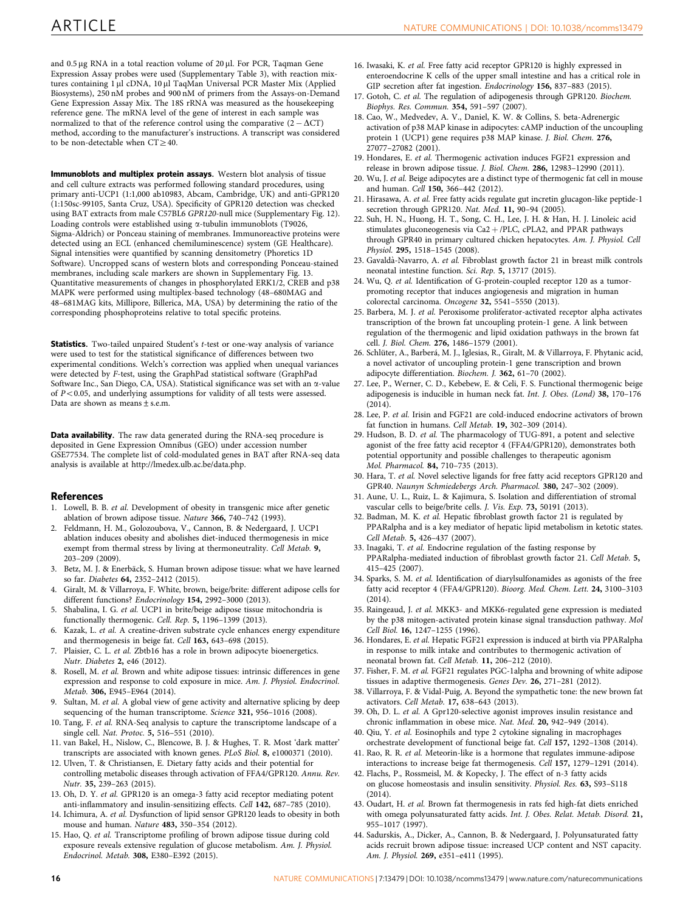and 0.5 μg RNA in a total reaction volume of 20 μl. For PCR, Taqman Gene Expression Assay probes were used (Supplementary Table 3), with reaction mixtures containing 1 μl cDNA, 10 μl TaqMan Universal PCR Master Mix (Applied Biosystems), 250 nM probes and 900 nM of primers from the Assays-on-Demand Gene Expression Assay Mix. The 18S rRNA was measured as the housekeeping reference gene. The mRNA level of the gene of interest in each sample was normalized to that of the reference control using the comparative ($2 - \Delta CT$) method, according to the manufacturer's instructions. A transcript was considered to be non-detectable when $CT \geq 40$.

**Immunoblots and multiplex protein assays.** Western blot analysis of tissue and cell culture extracts was performed following standard procedures, using primary anti-UCP1 (1:1,000 ab10983, Abcam, Cambridge, UK) and anti-GPR120 (1:150sc-99105, Santa Cruz, USA). Specificity of GPR120 detection was checked using BAT extracts from male C57BL6 *GPR120*-null mice (Supplementary Fig. 12). Loading controls were established using α-tubulin immunoblots (T9026, Sigma-Aldrich) or Ponceau staining of membranes. Immunoreactive proteins were detected using an ECL (enhanced chemiluminescence) system (GE Healthcare). Signal intensities were quantified by scanning densitometry (Phoretics 1D Software). Uncropped scans of western blots and corresponding Ponceau-stained membranes, including scale markers are shown in Supplementary Fig. 13. Quantitative measurements of changes in phosphorylated ERK1/2, CREB and p38 MAPK were performed using multiplex-based technology (48–680MAG and 48–681MAG kits, Millipore, Billerica, MA, USA) by determining the ratio of the corresponding phosphoproteins relative to total specific proteins.

**Statistics.** Two-tailed unpaired Student's *t*-test or one-way analysis of variance were used to test for the statistical significance of differences between two experimental conditions. Welch's correction was applied when unequal variances were detected by *F*-test, using the GraphPad statistical software (GraphPad Software Inc., San Diego, CA, USA). Statistical significance was set with an α-value of $P < 0.05$, and underlying assumptions for validity of all tests were assessed. Data are shown as means ± s.e.m.

**Data availability.** The raw data generated during the RNA-seq procedure is deposited in Gene Expression Omnibus (GEO) under accession number GSE77534. The complete list of cold-modulated genes in BAT after RNA-seq data analysis is available at http://lmedex.ulb.ac.be/data.php.

## References

1. Lowell, B. B. *et al.* Development of obesity in transgenic mice after genetic ablation of brown adipose tissue. *Nature* **366,** 740–742 (1993).
2. Feldmann, H. M., Golozoubova, V., Cannon, B. & Nedergaard, J. UCP1 ablation induces obesity and abolishes diet-induced thermogenesis in mice exempt from thermal stress by living at thermoneutrality. *Cell Metab.* **9,** 203–209 (2009).
3. Betz, M. J. & Enerbäck, S. Human brown adipose tissue: what we have learned so far. *Diabetes* **64,** 2352–2412 (2015).
4. Giralt, M. & Villarroya, F. White, brown, beige/brite: different adipose cells for different functions? *Endocrinology* **154,** 2992–3000 (2013).
5. Shabalina, I. G. *et al.* UCP1 in brite/beige adipose tissue mitochondria is functionally thermogenic. *Cell. Rep.* **5,** 1196–1399 (2013).
6. Kazak, L. *et al.* A creatine-driven substrate cycle enhances energy expenditure and thermogenesis in beige fat. *Cell* **163,** 643–698 (2015).
7. Plaisier, C. L. *et al.* Zbtb16 has a role in brown adipocyte bioenergetics. *Nutr. Diabetes* **2,** e46 (2012).
8. Rosell, M. *et al.* Brown and white adipose tissues: intrinsic differences in gene expression and response to cold exposure in mice. *Am. J. Physiol. Endocrinol. Metab.* **306,** E945–E964 (2014).
9. Sultan, M. *et al.* A global view of gene activity and alternative splicing by deep sequencing of the human transcriptome. *Science* **321,** 956–1016 (2008).
10. Tang, F. *et al.* RNA-Seq analysis to capture the transcriptome landscape of a single cell. *Nat. Protoc.* **5,** 516–551 (2010).
11. van Bakel, H., Nislow, C., Blencowe, B. J. & Hughes, T. R. Most 'dark matter' transcripts are associated with known genes. *PLoS Biol.* **8,** e1000371 (2010).
12. Ulven, T. & Christiansen, E. Dietary fatty acids and their potential for controlling metabolic diseases through activation of FFA4/GPR120. *Annu. Rev. Nutr.* **35,** 239–263 (2015).
13. Oh, D. Y. *et al.* GPR120 is an omega-3 fatty acid receptor mediating potent anti-inflammatory and insulin-sensitizing effects. *Cell* **142,** 687–785 (2010).
14. Ichimura, A. *et al.* Dysfunction of lipid sensor GPR120 leads to obesity in both mouse and human. *Nature* **483,** 350–354 (2012).
15. Hao, Q. *et al.* Transcriptome profiling of brown adipose tissue during cold exposure reveals extensive regulation of glucose metabolism. *Am. J. Physiol. Endocrinol. Metab.* **308,** E380–E392 (2015).
16. Iwasaki, K. *et al.* Free fatty acid receptor GPR120 is highly expressed in enteroendocrine K cells of the upper small intestine and has a critical role in GIP secretion after fat ingestion. *Endocrinology* **156,** 837–883 (2015).
17. Gotoh, C. *et al.* The regulation of adipogenesis through GPR120. *Biochem. Biophys. Res. Commun.* **354,** 591–597 (2007).
18. Cao, W., Medvedev, A. V., Daniel, K. W. & Collins, S. beta-Adrenergic activation of p38 MAP kinase in adipocytes: cAMP induction of the uncoupling protein 1 (UCP1) gene requires p38 MAP kinase. *J. Biol. Chem.* **276,** 27077–27082 (2001).
19. Hondares, E. *et al.* Thermogenic activation induces FGF21 expression and release in brown adipose tissue. *J. Biol. Chem.* **286,** 12983–12990 (2011).
20. Wu, J. *et al.* Beige adipocytes are a distinct type of thermogenic fat cell in mouse and human. *Cell* **150,** 366–442 (2012).
21. Hirasawa, A. *et al.* Free fatty acids regulate gut incretin glucagon-like peptide-1 secretion through GPR120. *Nat. Med.* **11,** 90–94 (2005).
22. Suh, H. N., Huong, H. T., Song, C. H., Lee, J. H. & Han, H. J. Linoleic acid stimulates gluconeogenesis via Ca2 + /PLC, cPLA2, and PPAR pathways through GPR40 in primary cultured chicken hepatocytes. *Am. J. Physiol. Cell Physiol.* **295,** 1518–1545 (2008).
23. Gavaldà-Navarro, A. *et al.* Fibroblast growth factor 21 in breast milk controls neonatal intestine function. *Sci. Rep.* **5,** 13717 (2015).
24. Wu, Q. *et al.* Identification of G-protein-coupled receptor 120 as a tumor-promoting receptor that induces angiogenesis and migration in human colorectal carcinoma. *Oncogene* **32,** 5541–5550 (2013).
25. Barbera, M. J. *et al.* Peroxisome proliferator-activated receptor alpha activates transcription of the brown fat uncoupling protein-1 gene. A link between regulation of the thermogenic and lipid oxidation pathways in the brown fat cell. *J. Biol. Chem.* **276,** 1486–1579 (2001).
26. Schlüter, A., Barberá, M. J., Iglesias, R., Giralt, M. & Villarroya, F. Phytanic acid, a novel activator of uncoupling protein-1 gene transcription and brown adipocyte differentiation. *Biochem. J.* **362,** 61–70 (2002).
27. Lee, P., Werner, C. D., Kebebew, E. & Celi, F. S. Functional thermogenic beige adipogenesis is inducible in human neck fat. *Int. J. Obes. (Lond)* **38,** 170–176 (2014).
28. Lee, P. *et al.* Irisin and FGF21 are cold-induced endocrine activators of brown fat function in humans. *Cell Metab.* **19,** 302–309 (2014).
29. Hudson, B. D. *et al.* The pharmacology of TUG-891, a potent and selective agonist of the free fatty acid receptor 4 (FFA4/GPR120), demonstrates both potential opportunity and possible challenges to therapeutic agonism *Mol. Pharmacol.* **84,** 710–735 (2013).
30. Hara, T. *et al.* Novel selective ligands for free fatty acid receptors GPR120 and GPR40. *Naunyn Schmiedebergs Arch. Pharmacol.* **380,** 247–302 (2009).
31. Aune, U. L., Ruiz, L. & Kajimura, S. Isolation and differentiation of stromal vascular cells to beige/brite cells. *J. Vis. Exp.* **73,** 50191 (2013).
32. Badman, M. K. *et al.* Hepatic fibroblast growth factor 21 is regulated by PPARalpha and is a key mediator of hepatic lipid metabolism in ketotic states. *Cell Metab.* **5,** 426–437 (2007).
33. Inagaki, T. *et al.* Endocrine regulation of the fasting response by PPARalpha-mediated induction of fibroblast growth factor 21. *Cell Metab.* **5,** 415–425 (2007).
34. Sparks, S. M. *et al.* Identification of diarylsulfonamides as agonists of the free fatty acid receptor 4 (FFA4/GPR120). *Bioorg. Med. Chem. Lett.* **24,** 3100–3103 (2014).
35. Raingeaud, J. *et al.* MKK3- and MKK6-regulated gene expression is mediated by the p38 mitogen-activated protein kinase signal transduction pathway. *Mol Cell Biol.* **16,** 1247–1255 (1996).
36. Hondares, E. *et al.* Hepatic FGF21 expression is induced at birth via PPARalpha in response to milk intake and contributes to thermogenic activation of neonatal brown fat. *Cell Metab.* **11,** 206–212 (2010).
37. Fisher, F. M. *et al.* FGF21 regulates PGC-1alpha and browning of white adipose tissues in adaptive thermogenesis. *Genes Dev.* **26,** 271–281 (2012).
38. Villarroya, F. & Vidal-Puig, A. Beyond the sympathetic tone: the new brown fat activators. *Cell Metab.* **17,** 638–643 (2013).
39. Oh, D. L. *et al.* A Gpr120-selective agonist improves insulin resistance and chronic inflammation in obese mice. *Nat. Med.* **20,** 942–949 (2014).
40. Qiu, Y. *et al.* Eosinophils and type 2 cytokine signaling in macrophages orchestrate development of functional beige fat. *Cell* **157,** 1292–1308 (2014).
41. Rao, R. R. *et al.* Meteorin-like is a hormone that regulates immune-adipose interactions to increase beige fat thermogenesis. *Cell* **157,** 1279–1291 (2014).
42. Flachs, P., Rossmeisl, M. & Kopecky, J. The effect of n-3 fatty acids on glucose homeostasis and insulin sensitivity. *Physiol. Res.* **63,** S93–S118 (2014).
43. Oudart, H. *et al.* Brown fat thermogenesis in rats fed high-fat diets enriched with omega polyunsaturated fatty acids. *Int. J. Obes. Relat. Metab. Disord.* **21,** 955–1017 (1997).
44. Sadurskis, A., Dicker, A., Cannon, B. & Nedergaard, J. Polyunsaturated fatty acids recruit brown adipose tissue: increased UCP content and NST capacity. *Am. J. Physiol.* **269,** e351–e411 (1995).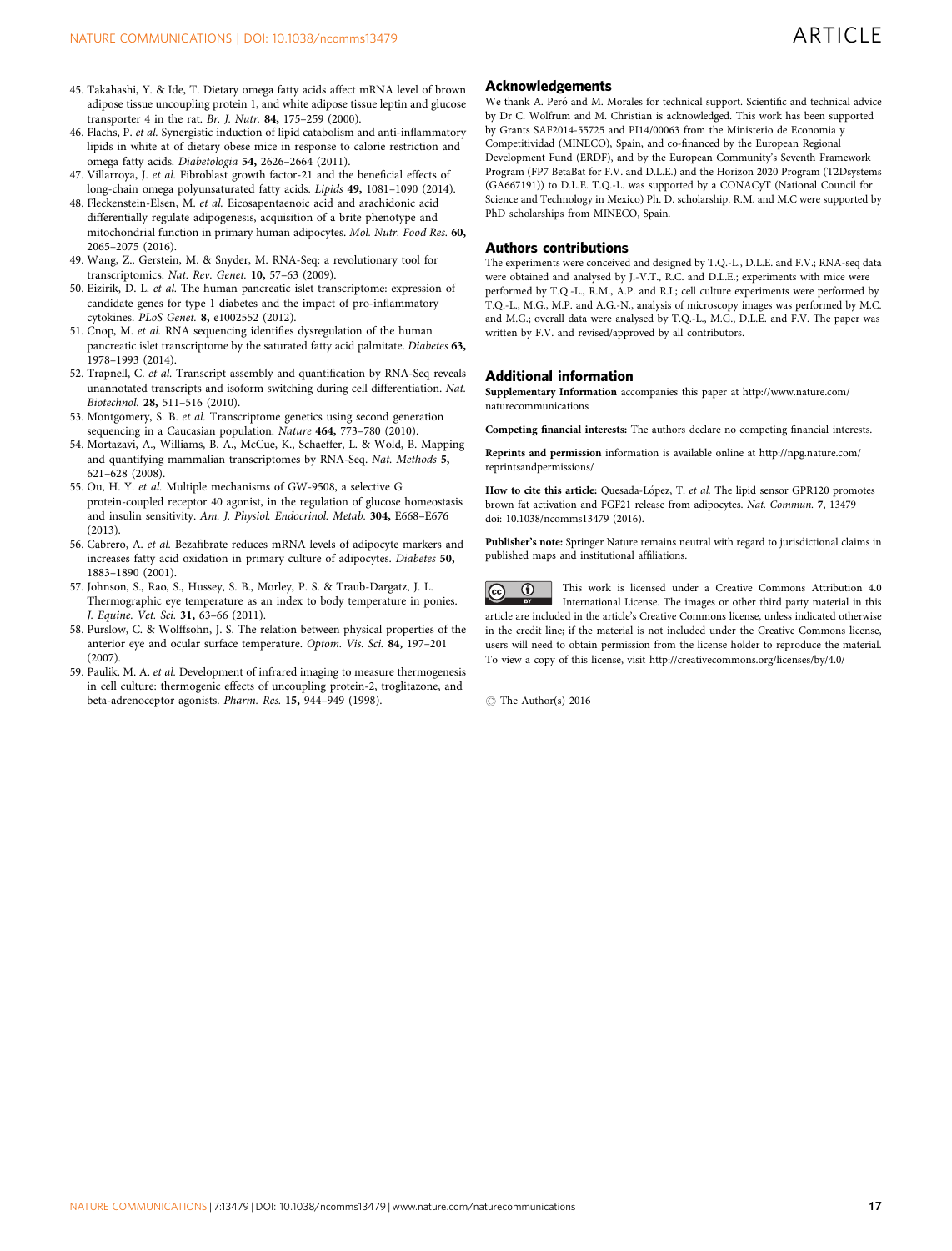45. Takahashi, Y. & Ide, T. Dietary omega fatty acids affect mRNA level of brown adipose tissue uncoupling protein 1, and white adipose tissue leptin and glucose transporter 4 in the rat. *Br. J. Nutr.* **84,** 175–259 (2000).
46. Flachs, P. *et al.* Synergistic induction of lipid catabolism and anti-inflammatory lipids in white at of dietary obese mice in response to calorie restriction and omega fatty acids. *Diabetologia* **54,** 2626–2664 (2011).
47. Villarroya, J. *et al.* Fibroblast growth factor-21 and the beneficial effects of long-chain omega polyunsaturated fatty acids. *Lipids* **49,** 1081–1090 (2014).
48. Fleckenstein-Elsen, M. *et al.* Eicosapentaenoic acid and arachidonic acid differentially regulate adipogenesis, acquisition of a brite phenotype and mitochondrial function in primary human adipocytes. *Mol. Nutr. Food Res.* **60,** 2065–2075 (2016).
49. Wang, Z., Gerstein, M. & Snyder, M. RNA-Seq: a revolutionary tool for transcriptomics. *Nat. Rev. Genet.* **10,** 57–63 (2009).
50. Eizirik, D. L. *et al.* The human pancreatic islet transcriptome: expression of candidate genes for type 1 diabetes and the impact of pro-inflammatory cytokines. *PLoS Genet.* **8,** e1002552 (2012).
51. Cnop, M. *et al.* RNA sequencing identifies dysregulation of the human pancreatic islet transcriptome by the saturated fatty acid palmitate. *Diabetes* **63,** 1978–1993 (2014).
52. Trapnell, C. *et al.* Transcript assembly and quantification by RNA-Seq reveals unannotated transcripts and isoform switching during cell differentiation. *Nat. Biotechnol.* **28,** 511–516 (2010).
53. Montgomery, S. B. *et al.* Transcriptome genetics using second generation sequencing in a Caucasian population. *Nature* **464,** 773–780 (2010).
54. Mortazavi, A., Williams, B. A., McCue, K., Schaeffer, L. & Wold, B. Mapping and quantifying mammalian transcriptomes by RNA-Seq. *Nat. Methods* **5,** 621–628 (2008).
55. Ou, H. Y. *et al.* Multiple mechanisms of GW-9508, a selective G protein-coupled receptor 40 agonist, in the regulation of glucose homeostasis and insulin sensitivity. *Am. J. Physiol. Endocrinol. Metab.* **304,** E668–E676 (2013).
56. Cabrero, A. *et al.* Bezafibrate reduces mRNA levels of adipocyte markers and increases fatty acid oxidation in primary culture of adipocytes. *Diabetes* **50,** 1883–1890 (2001).
57. Johnson, S., Rao, S., Hussey, S. B., Morley, P. S. & Traub-Dargatz, J. L. Thermographic eye temperature as an index to body temperature in ponies. *J. Equine. Vet. Sci.* **31,** 63–66 (2011).
58. Purslow, C. & Wolffsohn, J. S. The relation between physical properties of the anterior eye and ocular surface temperature. *Optom. Vis. Sci.* **84,** 197–201 (2007).
59. Paulik, M. A. *et al.* Development of infrared imaging to measure thermogenesis in cell culture: thermogenic effects of uncoupling protein-2, troglitazone, and beta-adrenoceptor agonists. *Pharm. Res.* **15,** 944–949 (1998).

## Acknowledgements

We thank A. Peró and M. Morales for technical support. Scientific and technical advice by Dr C. Wolfrum and M. Christian is acknowledged. This work has been supported by Grants SAF2014-55725 and PI14/00063 from the Ministerio de Economia y Competitividad (MINECO), Spain, and co-financed by the European Regional Development Fund (ERDF), and by the European Community's Seventh Framework Program (FP7 BetaBat for F.V. and D.L.E.) and the Horizon 2020 Program (T2Dsystems (GA667191)) to D.L.E. T.Q.-L. was supported by a CONACyT (National Council for Science and Technology in Mexico) Ph. D. scholarship. R.M. and M.C were supported by PhD scholarships from MINECO, Spain.

## Authors contributions

The experiments were conceived and designed by T.Q.-L., D.L.E. and F.V.; RNA-seq data were obtained and analysed by J.-V.T., R.C. and D.L.E.; experiments with mice were performed by T.Q.-L., R.M., A.P. and R.I.; cell culture experiments were performed by T.Q.-L., M.G., M.P. and A.G.-N., analysis of microscopy images was performed by M.C. and M.G.; overall data were analysed by T.Q.-L., M.G., D.L.E. and F.V. The paper was written by F.V. and revised/approved by all contributors.

## Additional information

**Supplementary Information** accompanies this paper at http://www.nature.com/naturecommunications

**Competing financial interests:** The authors declare no competing financial interests.

**Reprints and permission** information is available online at http://npg.nature.com/reprintsandpermissions/

**How to cite this article:** Quesada-López, T. *et al.* The lipid sensor GPR120 promotes brown fat activation and FGF21 release from adipocytes. *Nat. Commun.* **7**, 13479 doi: 10.1038/ncomms13479 (2016).

**Publisher's note:** Springer Nature remains neutral with regard to jurisdictional claims in published maps and institutional affiliations.

This work is licensed under a Creative Commons Attribution 4.0 International License. The images or other third party material in this article are included in the article's Creative Commons license, unless indicated otherwise in the credit line; if the material is not included under the Creative Commons license, users will need to obtain permission from the license holder to reproduce the material. To view a copy of this license, visit http://creativecommons.org/licenses/by/4.0/

© The Author(s) 2016